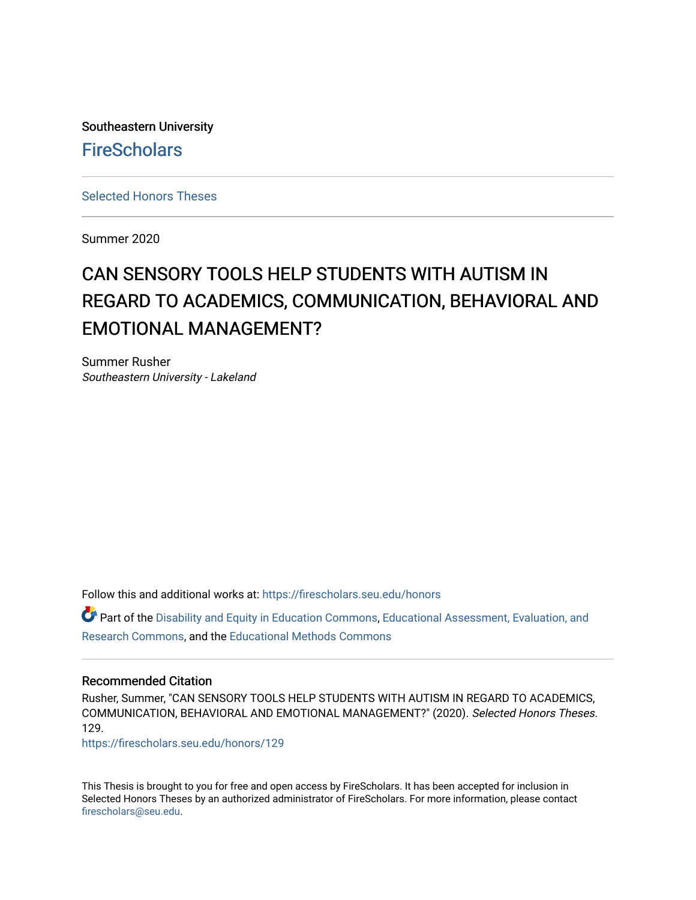Southeastern University

FireScholars

Selected Honors Theses

Summer 2020

# CAN SENSORY TOOLS HELP STUDENTS WITH AUTISM IN REGARD TO ACADEMICS, COMMUNICATION, BEHAVIORAL AND EMOTIONAL MANAGEMENT?

Summer Rusher
*Southeastern University - Lakeland*

Follow this and additional works at: https://firescholars.seu.edu/honors

Part of the Disability and Equity in Education Commons, Educational Assessment, Evaluation, and Research Commons, and the Educational Methods Commons

### Recommended Citation

Rusher, Summer, "CAN SENSORY TOOLS HELP STUDENTS WITH AUTISM IN REGARD TO ACADEMICS, COMMUNICATION, BEHAVIORAL AND EMOTIONAL MANAGEMENT?" (2020). *Selected Honors Theses*. 129.
https://firescholars.seu.edu/honors/129

This Thesis is brought to you for free and open access by FireScholars. It has been accepted for inclusion in Selected Honors Theses by an authorized administrator of FireScholars. For more information, please contact firescholars@seu.edu.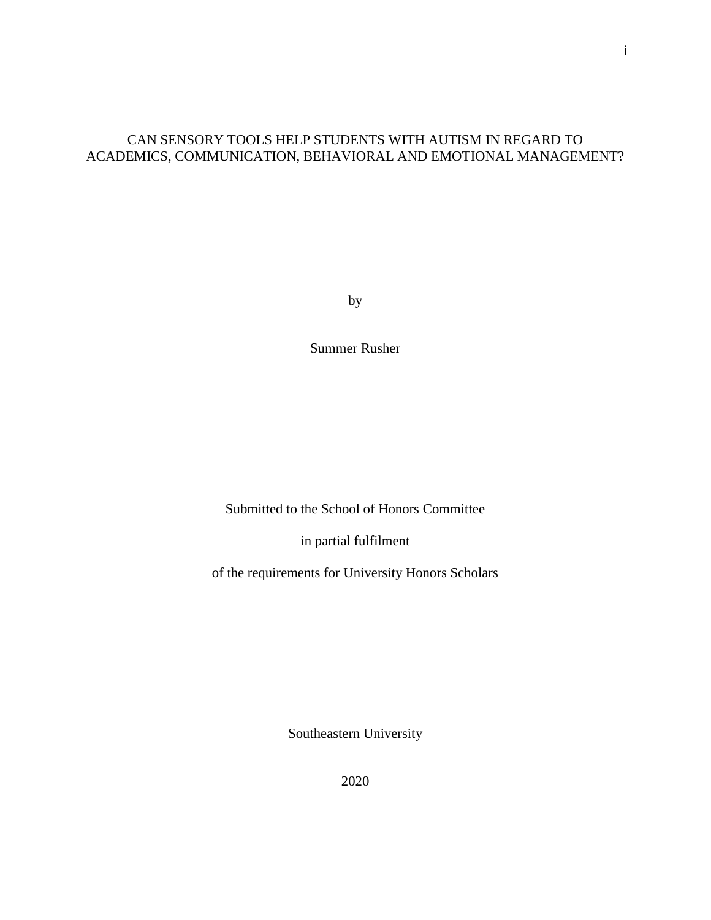# CAN SENSORY TOOLS HELP STUDENTS WITH AUTISM IN REGARD TO ACADEMICS, COMMUNICATION, BEHAVIORAL AND EMOTIONAL MANAGEMENT?

by

Summer Rusher

Submitted to the School of Honors Committee

in partial fulfilment

of the requirements for University Honors Scholars

Southeastern University

2020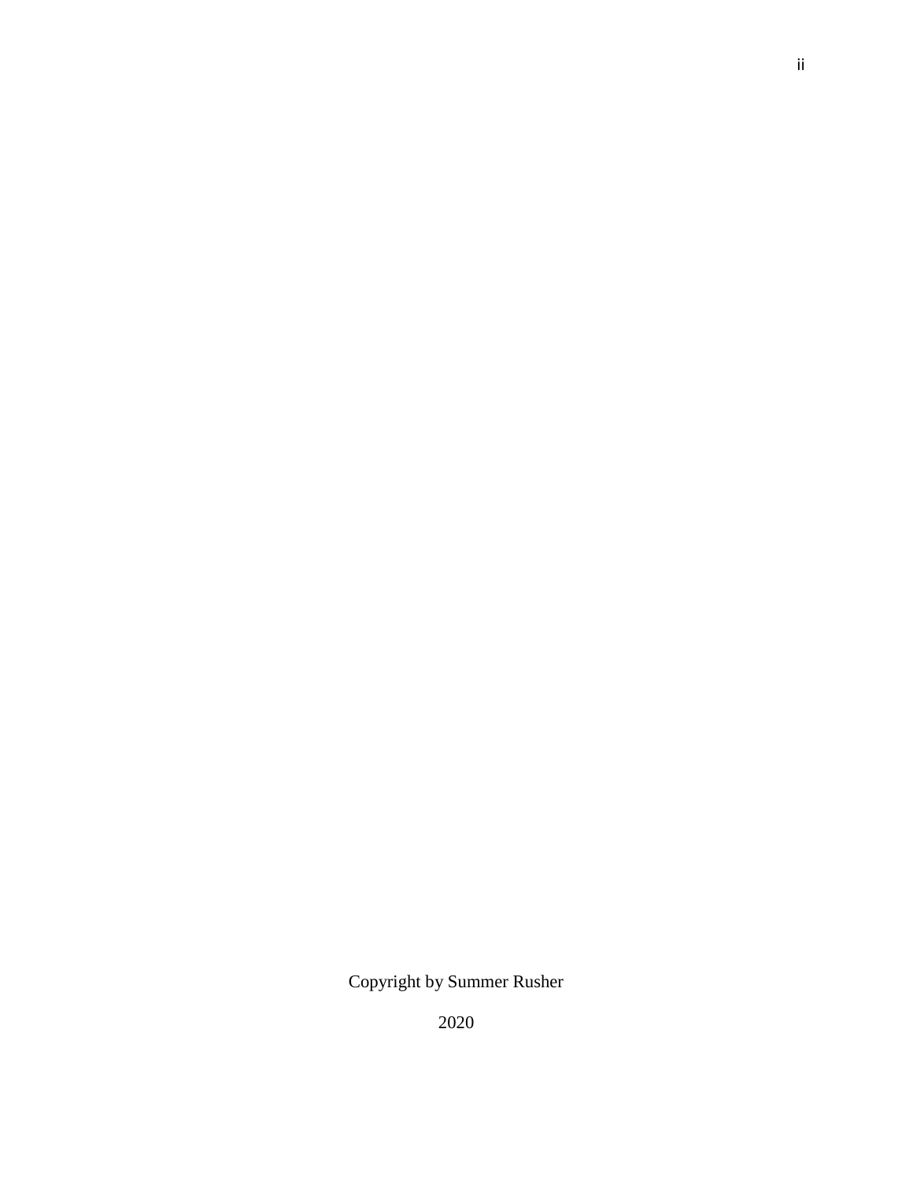Copyright by Summer Rusher

2020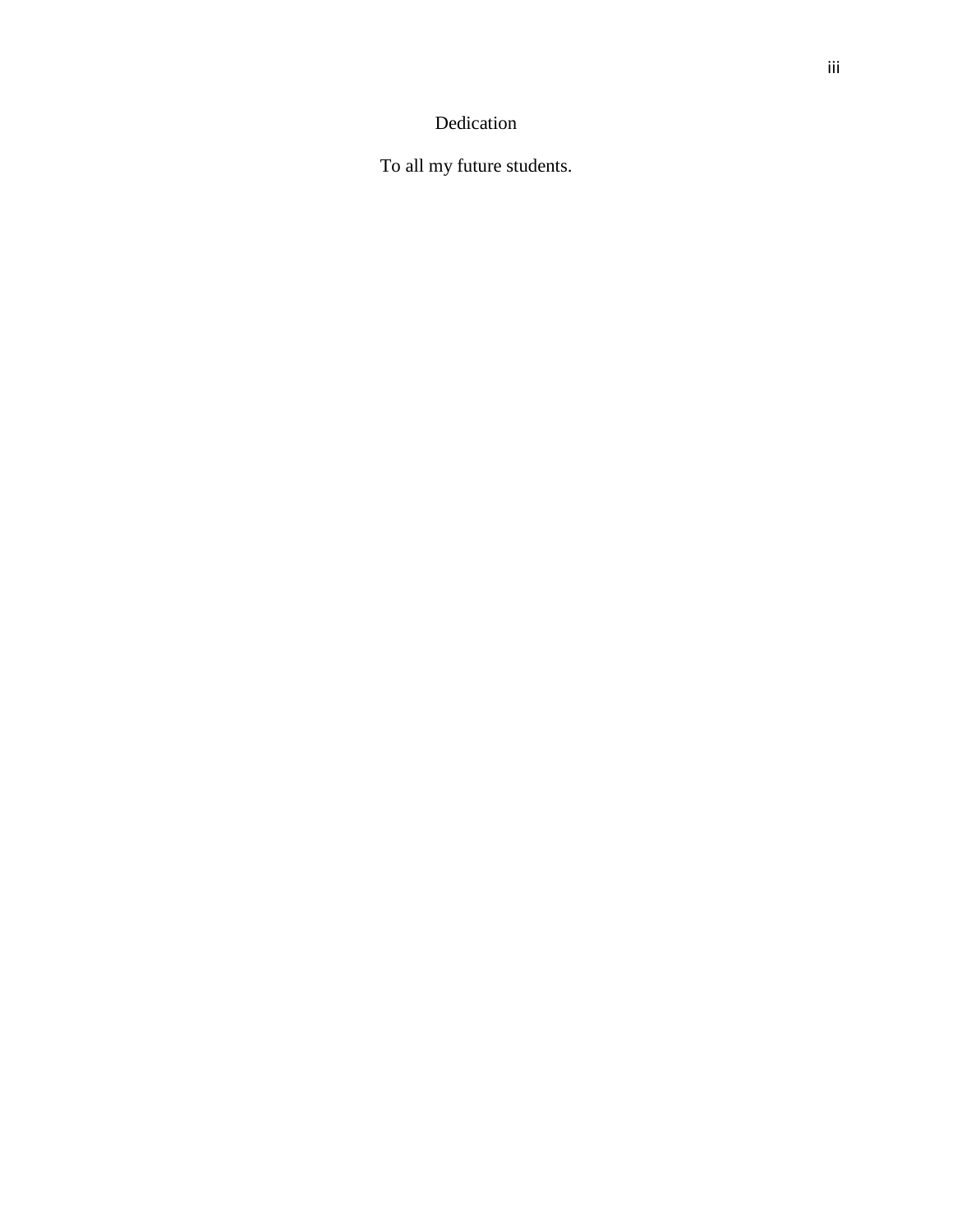# Dedication

To all my future students.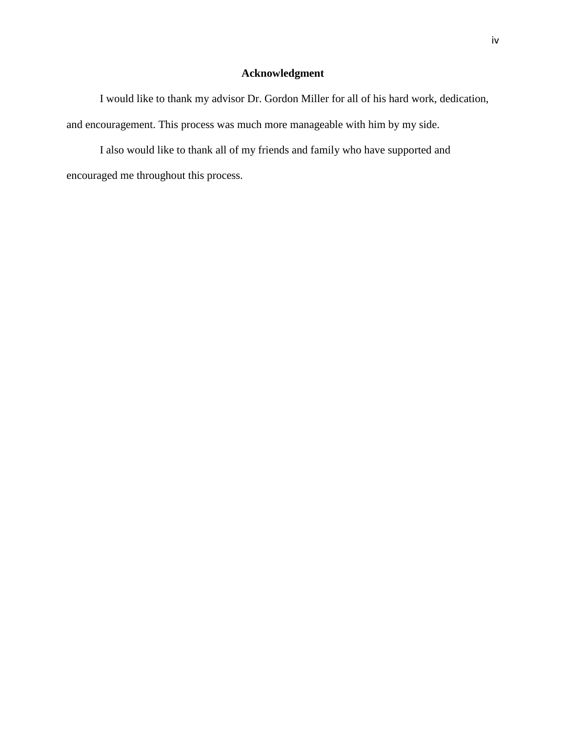# Acknowledgment

I would like to thank my advisor Dr. Gordon Miller for all of his hard work, dedication, and encouragement. This process was much more manageable with him by my side.

I also would like to thank all of my friends and family who have supported and encouraged me throughout this process.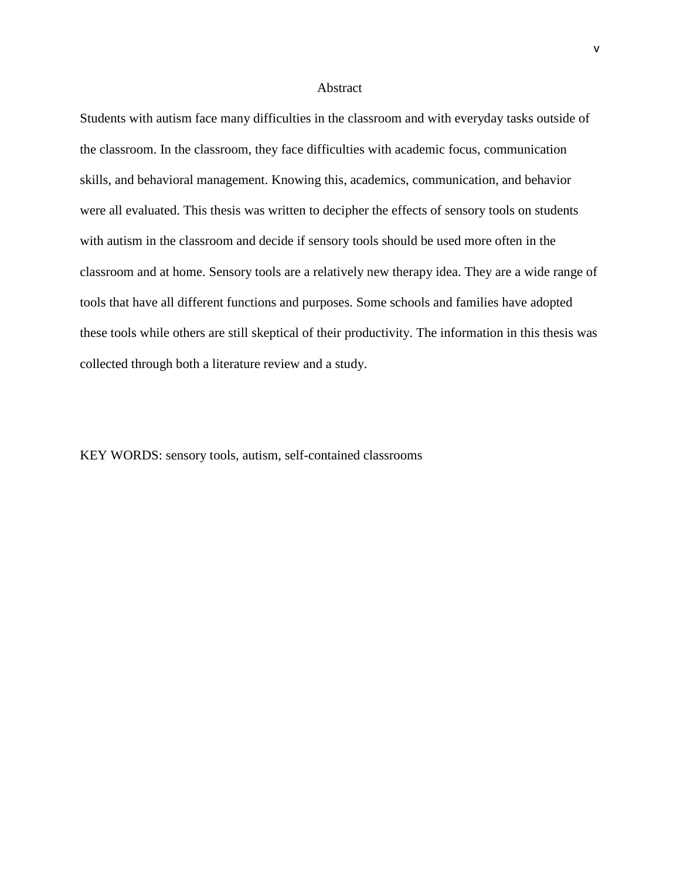# Abstract

Students with autism face many difficulties in the classroom and with everyday tasks outside of the classroom. In the classroom, they face difficulties with academic focus, communication skills, and behavioral management. Knowing this, academics, communication, and behavior were all evaluated. This thesis was written to decipher the effects of sensory tools on students with autism in the classroom and decide if sensory tools should be used more often in the classroom and at home. Sensory tools are a relatively new therapy idea. They are a wide range of tools that have all different functions and purposes. Some schools and families have adopted these tools while others are still skeptical of their productivity. The information in this thesis was collected through both a literature review and a study.

KEY WORDS: sensory tools, autism, self-contained classrooms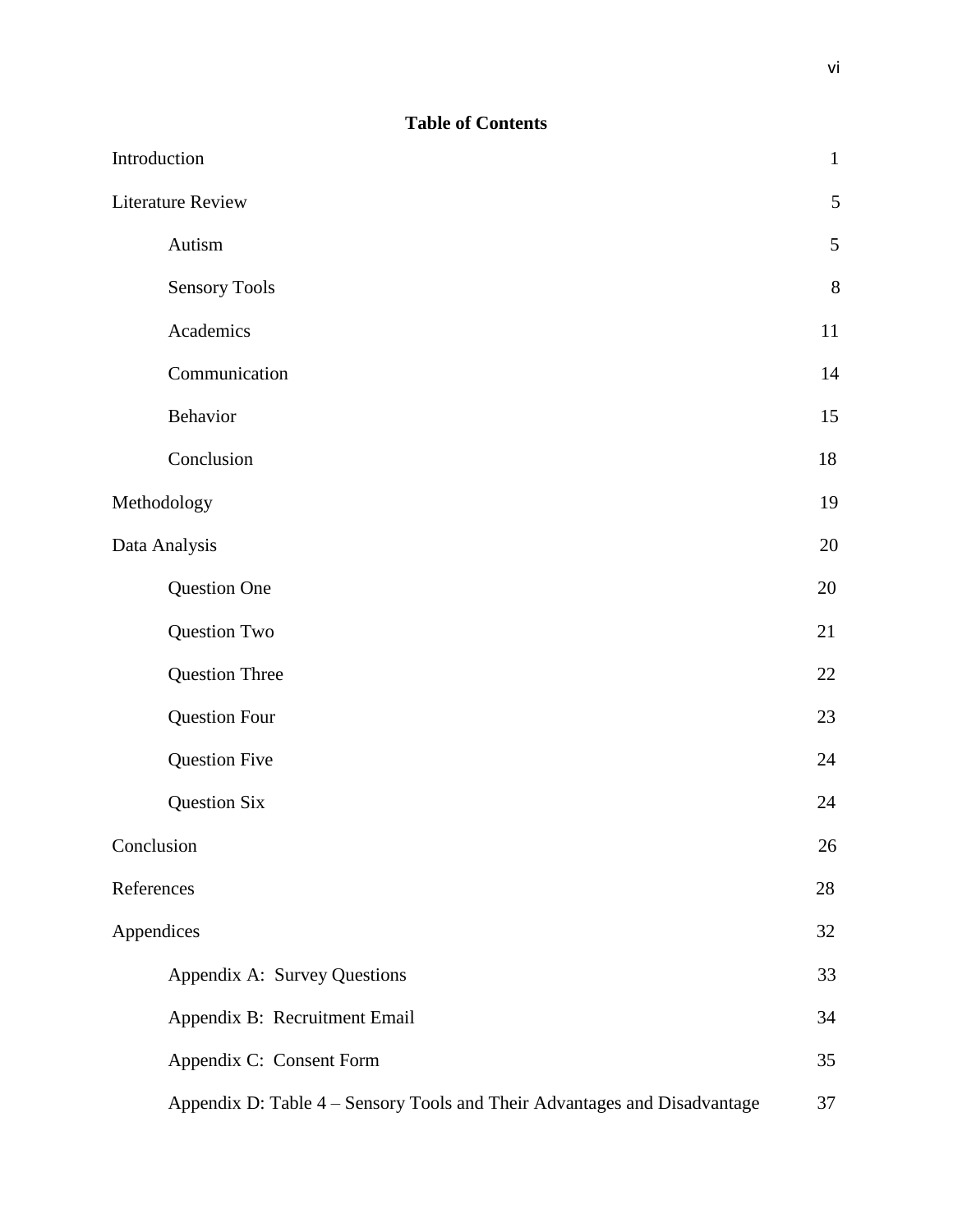## Table of Contents

Introduction 1

Literature Review 5

- Autism 5
- Sensory Tools 8
- Academics 11
- Communication 14
- Behavior 15
- Conclusion 18

Methodology 19

Data Analysis 20

- Question One 20
- Question Two 21
- Question Three 22
- Question Four 23
- Question Five 24
- Question Six 24

Conclusion 26

References 28

Appendices 32

- Appendix A: Survey Questions 33
- Appendix B: Recruitment Email 34
- Appendix C: Consent Form 35
- Appendix D: Table 4 – Sensory Tools and Their Advantages and Disadvantage 37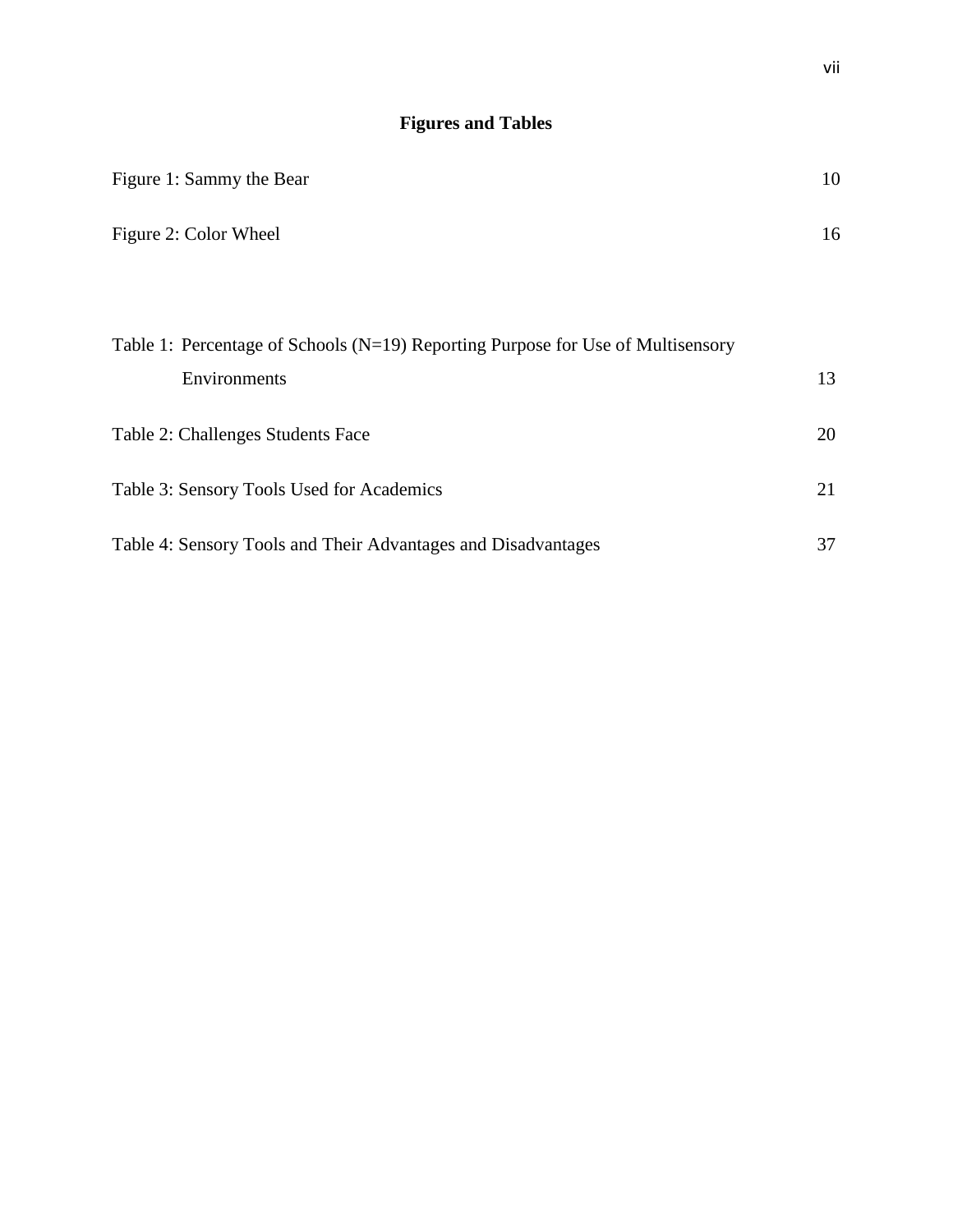## Figures and Tables

Figure 1: Sammy the Bear 10

Figure 2: Color Wheel 16

Table 1: Percentage of Schools (N=19) Reporting Purpose for Use of Multisensory Environments 13

Table 2: Challenges Students Face 20

Table 3: Sensory Tools Used for Academics 21

Table 4: Sensory Tools and Their Advantages and Disadvantages 37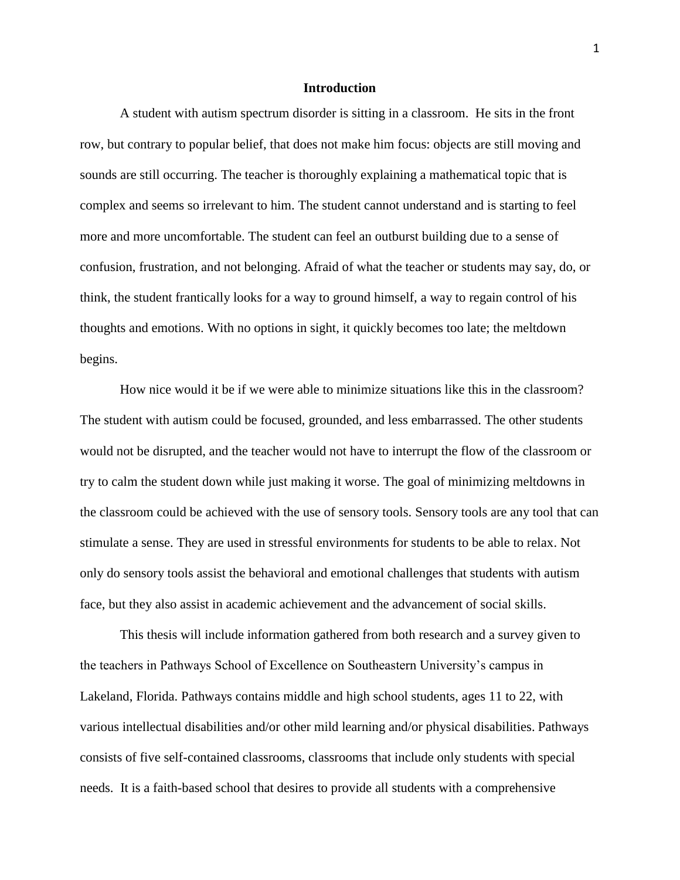# Introduction

A student with autism spectrum disorder is sitting in a classroom. He sits in the front row, but contrary to popular belief, that does not make him focus: objects are still moving and sounds are still occurring. The teacher is thoroughly explaining a mathematical topic that is complex and seems so irrelevant to him. The student cannot understand and is starting to feel more and more uncomfortable. The student can feel an outburst building due to a sense of confusion, frustration, and not belonging. Afraid of what the teacher or students may say, do, or think, the student frantically looks for a way to ground himself, a way to regain control of his thoughts and emotions. With no options in sight, it quickly becomes too late; the meltdown begins.

How nice would it be if we were able to minimize situations like this in the classroom? The student with autism could be focused, grounded, and less embarrassed. The other students would not be disrupted, and the teacher would not have to interrupt the flow of the classroom or try to calm the student down while just making it worse. The goal of minimizing meltdowns in the classroom could be achieved with the use of sensory tools. Sensory tools are any tool that can stimulate a sense. They are used in stressful environments for students to be able to relax. Not only do sensory tools assist the behavioral and emotional challenges that students with autism face, but they also assist in academic achievement and the advancement of social skills.

This thesis will include information gathered from both research and a survey given to the teachers in Pathways School of Excellence on Southeastern University's campus in Lakeland, Florida. Pathways contains middle and high school students, ages 11 to 22, with various intellectual disabilities and/or other mild learning and/or physical disabilities. Pathways consists of five self-contained classrooms, classrooms that include only students with special needs. It is a faith-based school that desires to provide all students with a comprehensive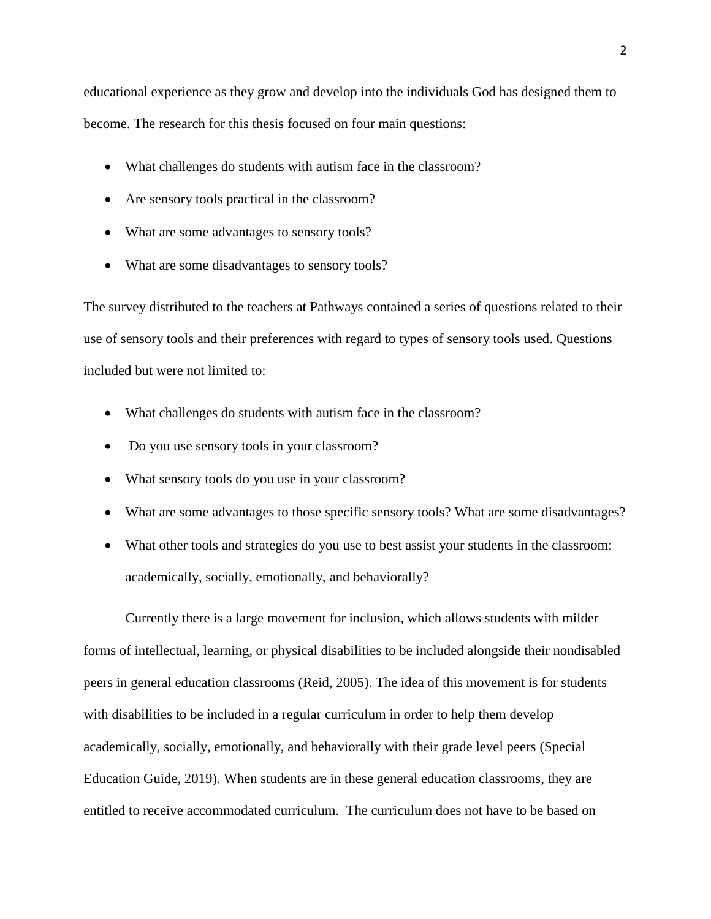educational experience as they grow and develop into the individuals God has designed them to become. The research for this thesis focused on four main questions:

- What challenges do students with autism face in the classroom?
- Are sensory tools practical in the classroom?
- What are some advantages to sensory tools?
- What are some disadvantages to sensory tools?

The survey distributed to the teachers at Pathways contained a series of questions related to their use of sensory tools and their preferences with regard to types of sensory tools used. Questions included but were not limited to:

- What challenges do students with autism face in the classroom?
- Do you use sensory tools in your classroom?
- What sensory tools do you use in your classroom?
- What are some advantages to those specific sensory tools? What are some disadvantages?
- What other tools and strategies do you use to best assist your students in the classroom: academically, socially, emotionally, and behaviorally?

Currently there is a large movement for inclusion, which allows students with milder forms of intellectual, learning, or physical disabilities to be included alongside their nondisabled peers in general education classrooms (Reid, 2005). The idea of this movement is for students with disabilities to be included in a regular curriculum in order to help them develop academically, socially, emotionally, and behaviorally with their grade level peers (Special Education Guide, 2019). When students are in these general education classrooms, they are entitled to receive accommodated curriculum. The curriculum does not have to be based on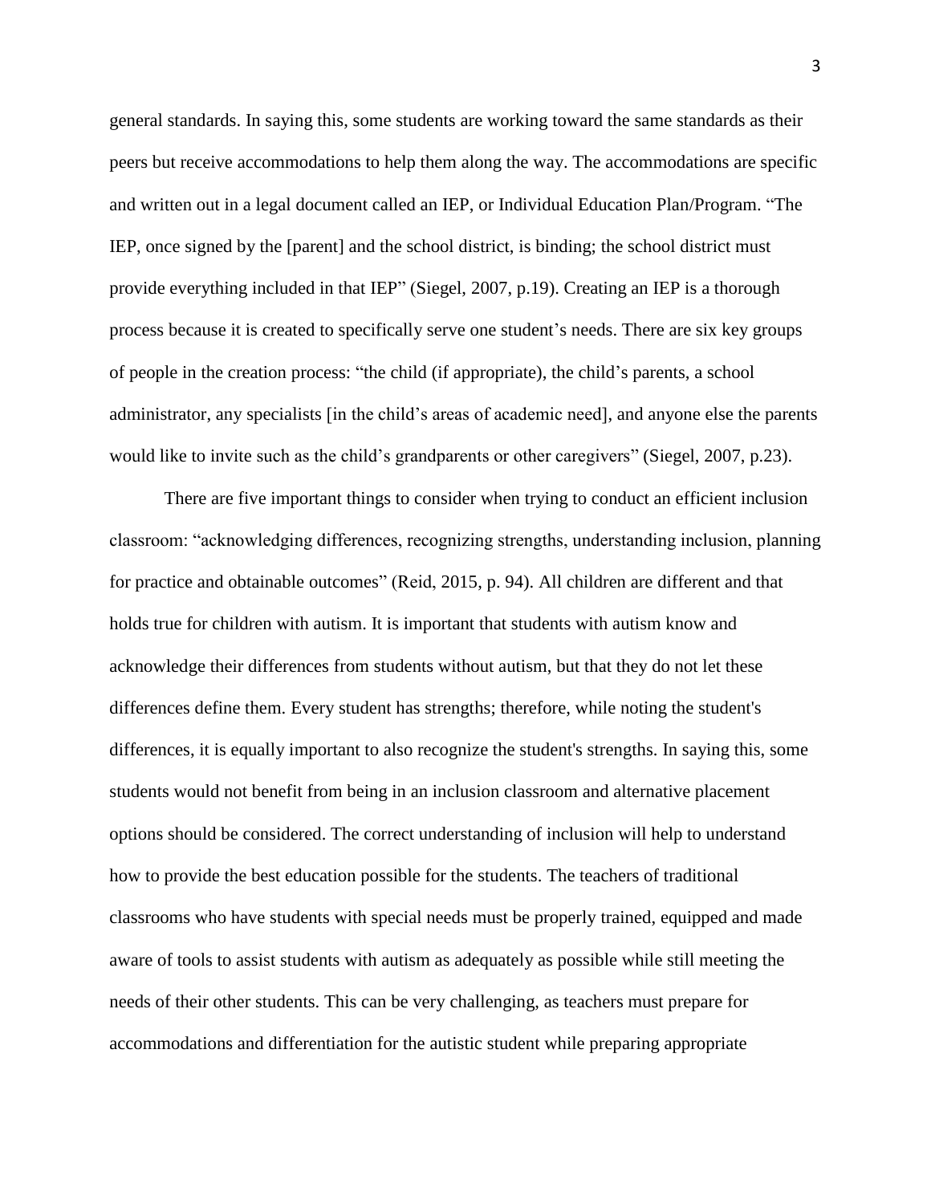general standards. In saying this, some students are working toward the same standards as their peers but receive accommodations to help them along the way. The accommodations are specific and written out in a legal document called an IEP, or Individual Education Plan/Program. “The IEP, once signed by the [parent] and the school district, is binding; the school district must provide everything included in that IEP” (Siegel, 2007, p.19). Creating an IEP is a thorough process because it is created to specifically serve one student’s needs. There are six key groups of people in the creation process: “the child (if appropriate), the child’s parents, a school administrator, any specialists [in the child’s areas of academic need], and anyone else the parents would like to invite such as the child’s grandparents or other caregivers” (Siegel, 2007, p.23).

There are five important things to consider when trying to conduct an efficient inclusion classroom: “acknowledging differences, recognizing strengths, understanding inclusion, planning for practice and obtainable outcomes” (Reid, 2015, p. 94). All children are different and that holds true for children with autism. It is important that students with autism know and acknowledge their differences from students without autism, but that they do not let these differences define them. Every student has strengths; therefore, while noting the student's differences, it is equally important to also recognize the student's strengths. In saying this, some students would not benefit from being in an inclusion classroom and alternative placement options should be considered. The correct understanding of inclusion will help to understand how to provide the best education possible for the students. The teachers of traditional classrooms who have students with special needs must be properly trained, equipped and made aware of tools to assist students with autism as adequately as possible while still meeting the needs of their other students. This can be very challenging, as teachers must prepare for accommodations and differentiation for the autistic student while preparing appropriate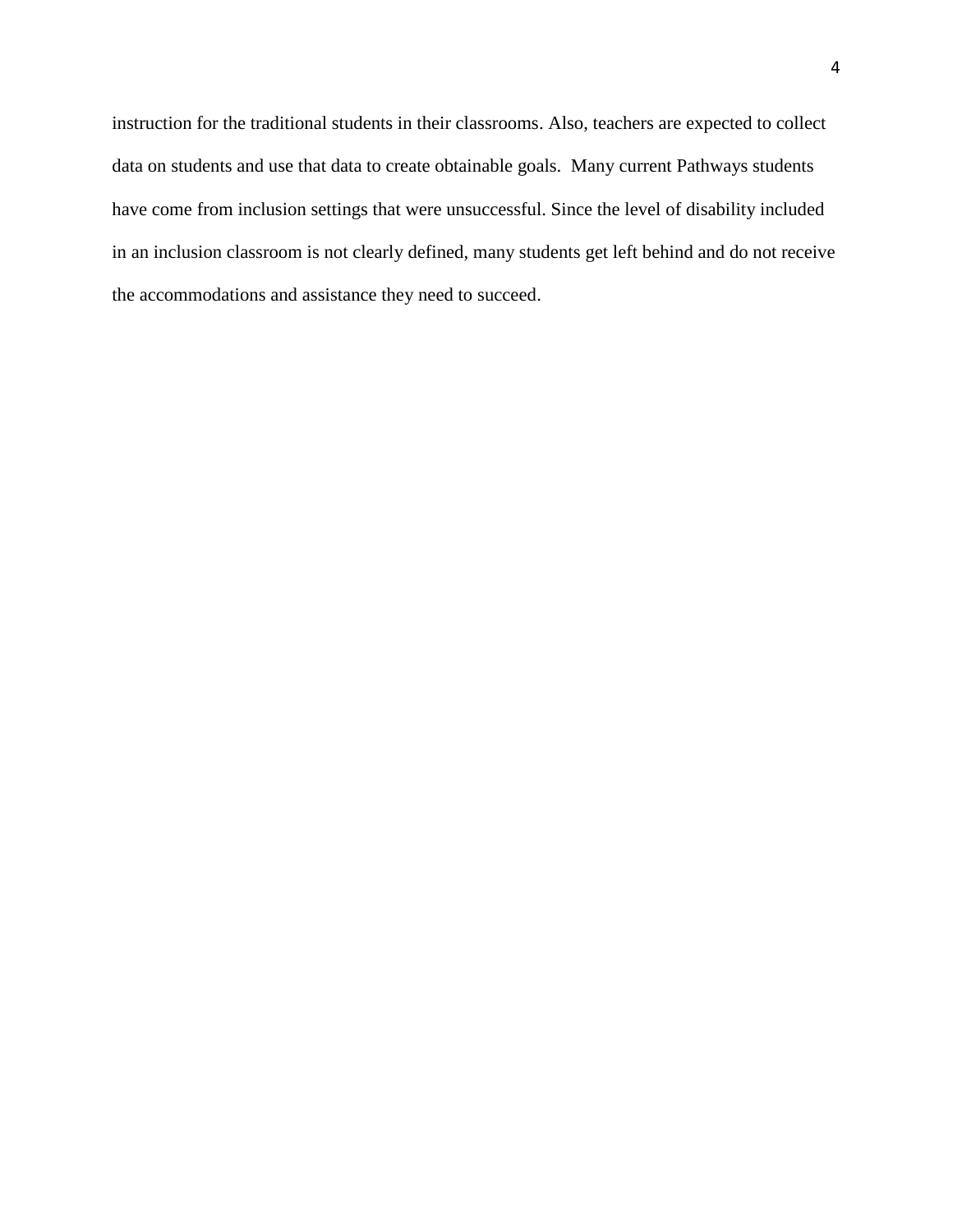instruction for the traditional students in their classrooms. Also, teachers are expected to collect data on students and use that data to create obtainable goals. Many current Pathways students have come from inclusion settings that were unsuccessful. Since the level of disability included in an inclusion classroom is not clearly defined, many students get left behind and do not receive the accommodations and assistance they need to succeed.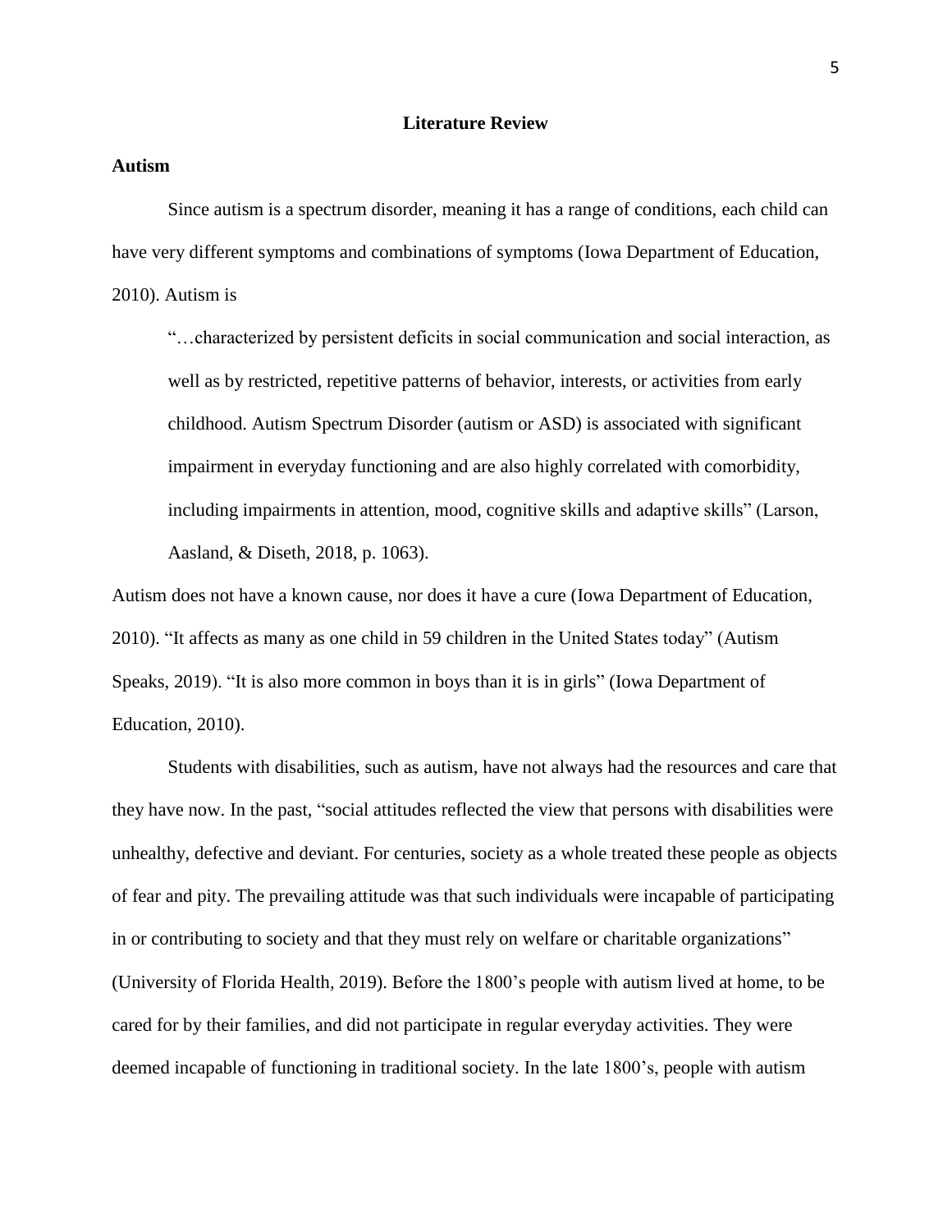## Literature Review

### Autism

Since autism is a spectrum disorder, meaning it has a range of conditions, each child can have very different symptoms and combinations of symptoms (Iowa Department of Education, 2010). Autism is

> "…characterized by persistent deficits in social communication and social interaction, as well as by restricted, repetitive patterns of behavior, interests, or activities from early childhood. Autism Spectrum Disorder (autism or ASD) is associated with significant impairment in everyday functioning and are also highly correlated with comorbidity, including impairments in attention, mood, cognitive skills and adaptive skills" (Larson, Aasland, & Diseth, 2018, p. 1063).

Autism does not have a known cause, nor does it have a cure (Iowa Department of Education, 2010). "It affects as many as one child in 59 children in the United States today" (Autism Speaks, 2019). "It is also more common in boys than it is in girls" (Iowa Department of Education, 2010).

Students with disabilities, such as autism, have not always had the resources and care that they have now. In the past, "social attitudes reflected the view that persons with disabilities were unhealthy, defective and deviant. For centuries, society as a whole treated these people as objects of fear and pity. The prevailing attitude was that such individuals were incapable of participating in or contributing to society and that they must rely on welfare or charitable organizations" (University of Florida Health, 2019). Before the 1800's people with autism lived at home, to be cared for by their families, and did not participate in regular everyday activities. They were deemed incapable of functioning in traditional society. In the late 1800's, people with autism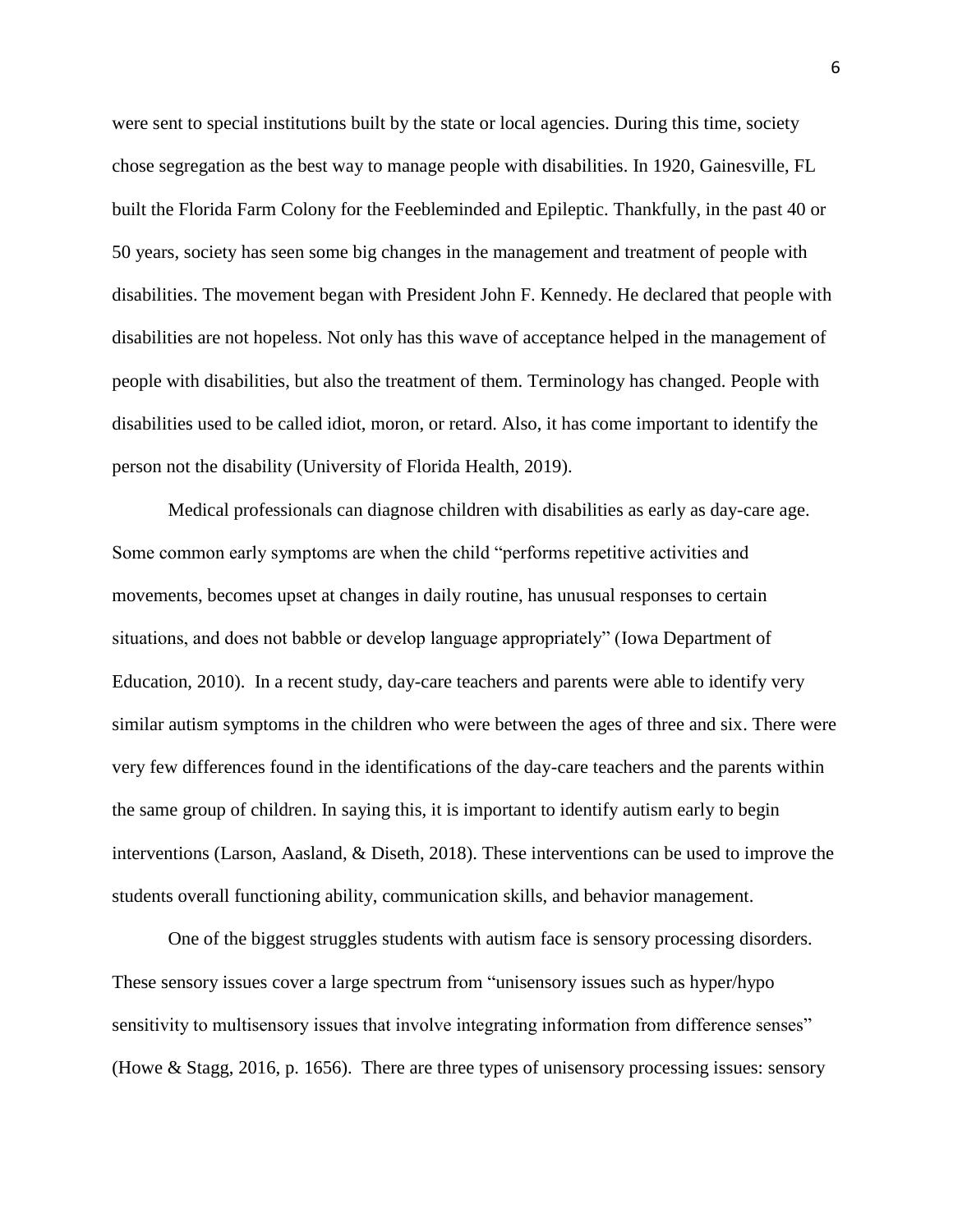were sent to special institutions built by the state or local agencies. During this time, society chose segregation as the best way to manage people with disabilities. In 1920, Gainesville, FL built the Florida Farm Colony for the Feebleminded and Epileptic. Thankfully, in the past 40 or 50 years, society has seen some big changes in the management and treatment of people with disabilities. The movement began with President John F. Kennedy. He declared that people with disabilities are not hopeless. Not only has this wave of acceptance helped in the management of people with disabilities, but also the treatment of them. Terminology has changed. People with disabilities used to be called idiot, moron, or retard. Also, it has come important to identify the person not the disability (University of Florida Health, 2019).

Medical professionals can diagnose children with disabilities as early as day-care age. Some common early symptoms are when the child "performs repetitive activities and movements, becomes upset at changes in daily routine, has unusual responses to certain situations, and does not babble or develop language appropriately" (Iowa Department of Education, 2010). In a recent study, day-care teachers and parents were able to identify very similar autism symptoms in the children who were between the ages of three and six. There were very few differences found in the identifications of the day-care teachers and the parents within the same group of children. In saying this, it is important to identify autism early to begin interventions (Larson, Aasland, & Diseth, 2018). These interventions can be used to improve the students overall functioning ability, communication skills, and behavior management.

One of the biggest struggles students with autism face is sensory processing disorders. These sensory issues cover a large spectrum from "unisensory issues such as hyper/hypo sensitivity to multisensory issues that involve integrating information from difference senses" (Howe & Stagg, 2016, p. 1656). There are three types of unisensory processing issues: sensory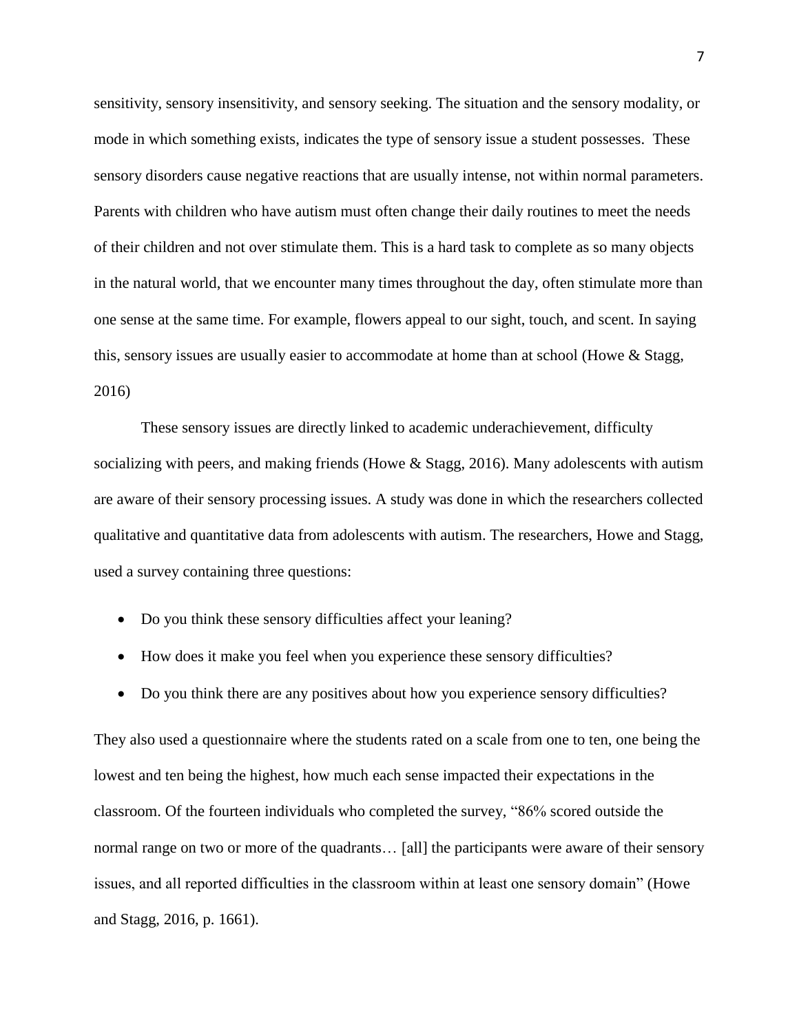sensitivity, sensory insensitivity, and sensory seeking. The situation and the sensory modality, or mode in which something exists, indicates the type of sensory issue a student possesses. These sensory disorders cause negative reactions that are usually intense, not within normal parameters. Parents with children who have autism must often change their daily routines to meet the needs of their children and not over stimulate them. This is a hard task to complete as so many objects in the natural world, that we encounter many times throughout the day, often stimulate more than one sense at the same time. For example, flowers appeal to our sight, touch, and scent. In saying this, sensory issues are usually easier to accommodate at home than at school (Howe & Stagg, 2016)

These sensory issues are directly linked to academic underachievement, difficulty socializing with peers, and making friends (Howe & Stagg, 2016). Many adolescents with autism are aware of their sensory processing issues. A study was done in which the researchers collected qualitative and quantitative data from adolescents with autism. The researchers, Howe and Stagg, used a survey containing three questions:

- Do you think these sensory difficulties affect your leaning?
- How does it make you feel when you experience these sensory difficulties?
- Do you think there are any positives about how you experience sensory difficulties?

They also used a questionnaire where the students rated on a scale from one to ten, one being the lowest and ten being the highest, how much each sense impacted their expectations in the classroom. Of the fourteen individuals who completed the survey, "86% scored outside the normal range on two or more of the quadrants… [all] the participants were aware of their sensory issues, and all reported difficulties in the classroom within at least one sensory domain" (Howe and Stagg, 2016, p. 1661).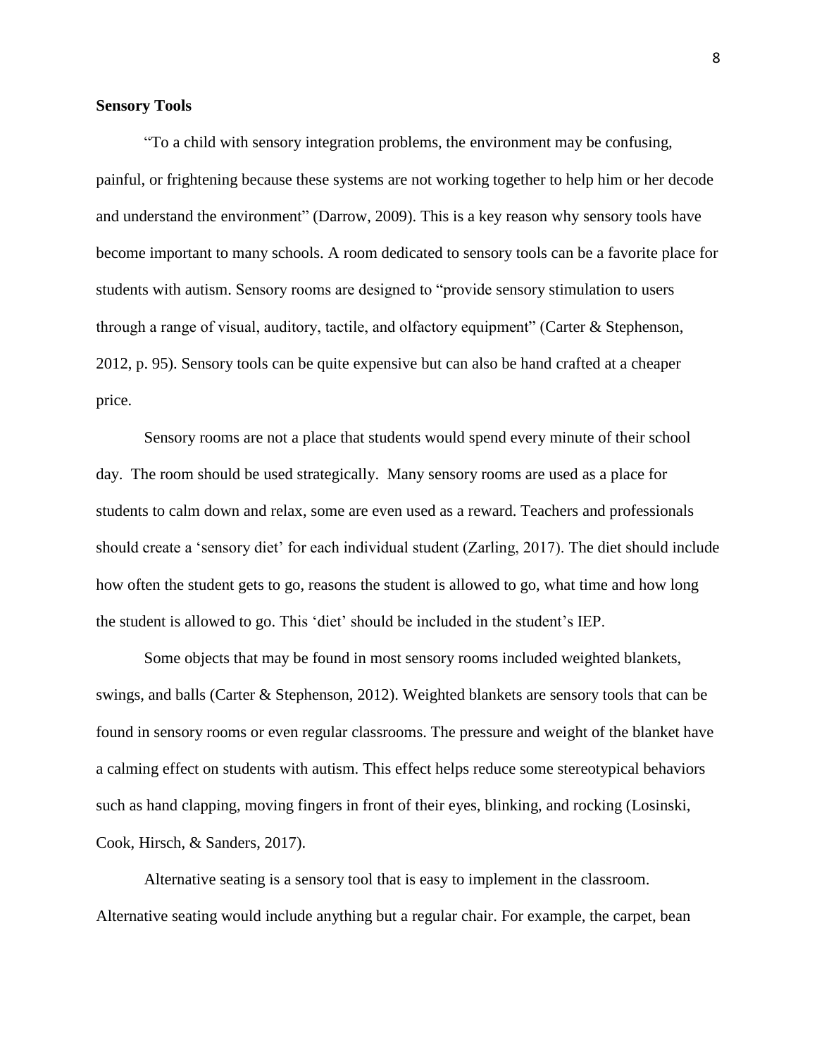**Sensory Tools**

"To a child with sensory integration problems, the environment may be confusing, painful, or frightening because these systems are not working together to help him or her decode and understand the environment" (Darrow, 2009). This is a key reason why sensory tools have become important to many schools. A room dedicated to sensory tools can be a favorite place for students with autism. Sensory rooms are designed to "provide sensory stimulation to users through a range of visual, auditory, tactile, and olfactory equipment" (Carter & Stephenson, 2012, p. 95). Sensory tools can be quite expensive but can also be hand crafted at a cheaper price.

Sensory rooms are not a place that students would spend every minute of their school day. The room should be used strategically. Many sensory rooms are used as a place for students to calm down and relax, some are even used as a reward. Teachers and professionals should create a 'sensory diet' for each individual student (Zarling, 2017). The diet should include how often the student gets to go, reasons the student is allowed to go, what time and how long the student is allowed to go. This 'diet' should be included in the student's IEP.

Some objects that may be found in most sensory rooms included weighted blankets, swings, and balls (Carter & Stephenson, 2012). Weighted blankets are sensory tools that can be found in sensory rooms or even regular classrooms. The pressure and weight of the blanket have a calming effect on students with autism. This effect helps reduce some stereotypical behaviors such as hand clapping, moving fingers in front of their eyes, blinking, and rocking (Losinski, Cook, Hirsch, & Sanders, 2017).

Alternative seating is a sensory tool that is easy to implement in the classroom. Alternative seating would include anything but a regular chair. For example, the carpet, bean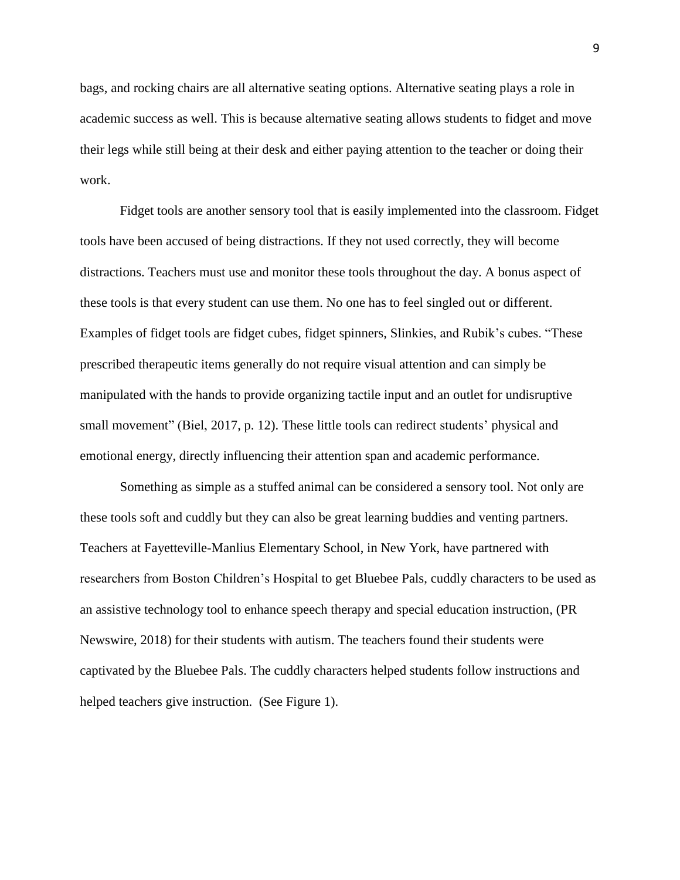bags, and rocking chairs are all alternative seating options. Alternative seating plays a role in academic success as well. This is because alternative seating allows students to fidget and move their legs while still being at their desk and either paying attention to the teacher or doing their work.

Fidget tools are another sensory tool that is easily implemented into the classroom. Fidget tools have been accused of being distractions. If they not used correctly, they will become distractions. Teachers must use and monitor these tools throughout the day. A bonus aspect of these tools is that every student can use them. No one has to feel singled out or different. Examples of fidget tools are fidget cubes, fidget spinners, Slinkies, and Rubik's cubes. "These prescribed therapeutic items generally do not require visual attention and can simply be manipulated with the hands to provide organizing tactile input and an outlet for undisruptive small movement" (Biel, 2017, p. 12). These little tools can redirect students' physical and emotional energy, directly influencing their attention span and academic performance.

Something as simple as a stuffed animal can be considered a sensory tool. Not only are these tools soft and cuddly but they can also be great learning buddies and venting partners. Teachers at Fayetteville-Manlius Elementary School, in New York, have partnered with researchers from Boston Children's Hospital to get Bluebee Pals, cuddly characters to be used as an assistive technology tool to enhance speech therapy and special education instruction, (PR Newswire, 2018) for their students with autism. The teachers found their students were captivated by the Bluebee Pals. The cuddly characters helped students follow instructions and helped teachers give instruction. (See Figure 1).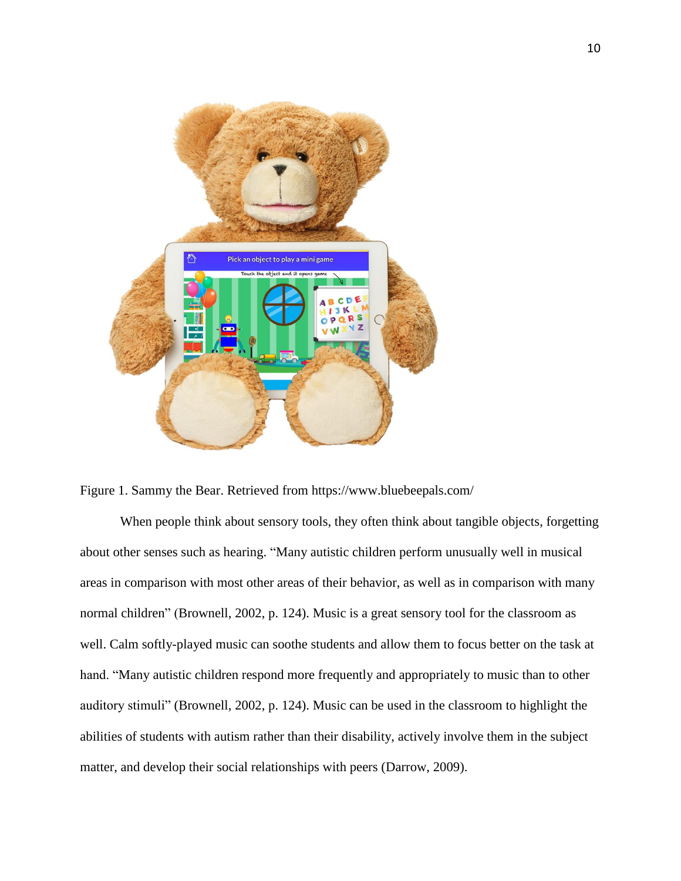Figure 1. Sammy the Bear. Retrieved from https://www.bluebeepals.com/

When people think about sensory tools, they often think about tangible objects, forgetting about other senses such as hearing. "Many autistic children perform unusually well in musical areas in comparison with most other areas of their behavior, as well as in comparison with many normal children" (Brownell, 2002, p. 124). Music is a great sensory tool for the classroom as well. Calm softly-played music can soothe students and allow them to focus better on the task at hand. "Many autistic children respond more frequently and appropriately to music than to other auditory stimuli" (Brownell, 2002, p. 124). Music can be used in the classroom to highlight the abilities of students with autism rather than their disability, actively involve them in the subject matter, and develop their social relationships with peers (Darrow, 2009).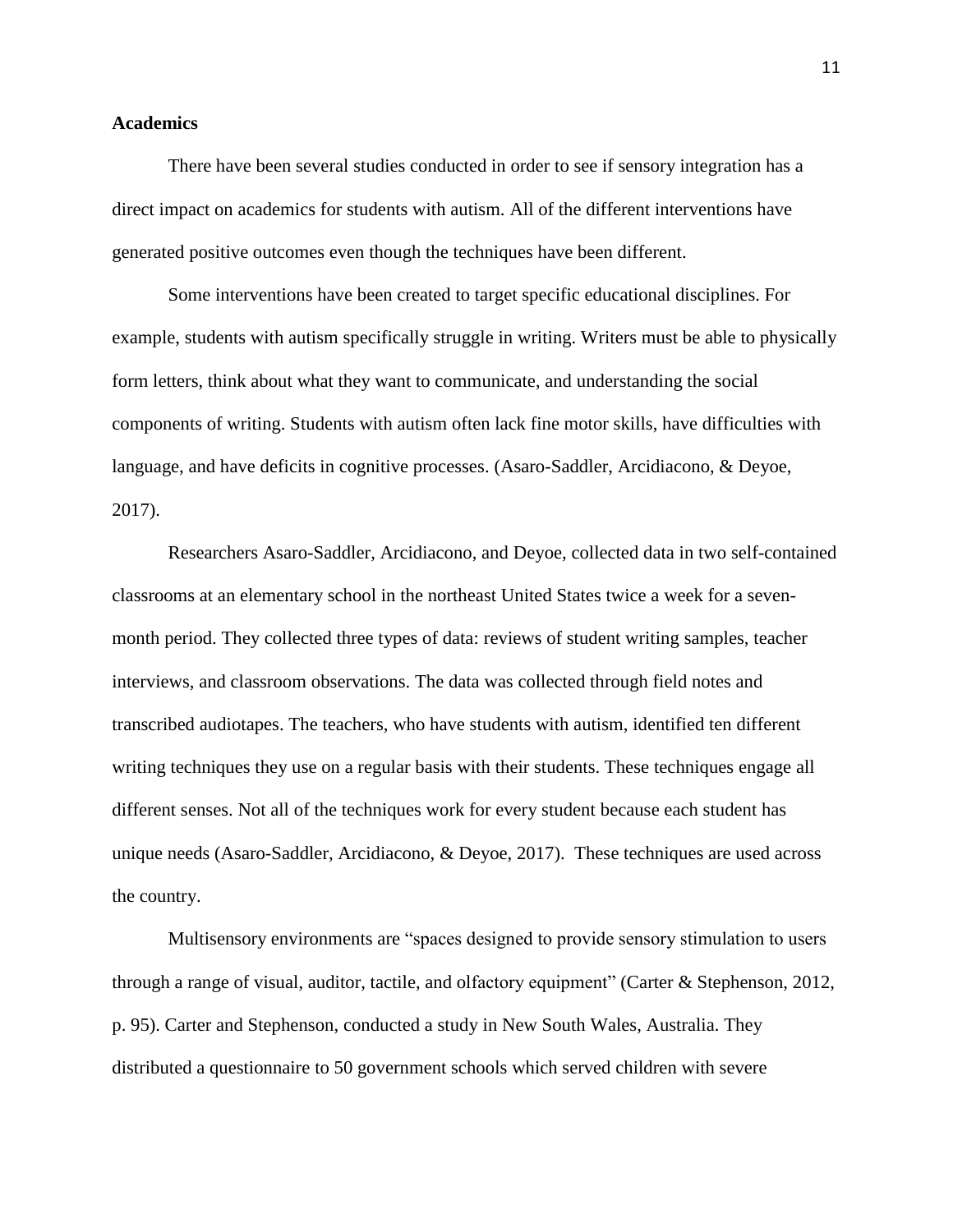**Academics**

There have been several studies conducted in order to see if sensory integration has a direct impact on academics for students with autism. All of the different interventions have generated positive outcomes even though the techniques have been different.

Some interventions have been created to target specific educational disciplines. For example, students with autism specifically struggle in writing. Writers must be able to physically form letters, think about what they want to communicate, and understanding the social components of writing. Students with autism often lack fine motor skills, have difficulties with language, and have deficits in cognitive processes. (Asaro-Saddler, Arcidiacono, & Deyoe, 2017).

Researchers Asaro-Saddler, Arcidiacono, and Deyoe, collected data in two self-contained classrooms at an elementary school in the northeast United States twice a week for a seven-month period. They collected three types of data: reviews of student writing samples, teacher interviews, and classroom observations. The data was collected through field notes and transcribed audiotapes. The teachers, who have students with autism, identified ten different writing techniques they use on a regular basis with their students. These techniques engage all different senses. Not all of the techniques work for every student because each student has unique needs (Asaro-Saddler, Arcidiacono, & Deyoe, 2017). These techniques are used across the country.

Multisensory environments are "spaces designed to provide sensory stimulation to users through a range of visual, auditor, tactile, and olfactory equipment" (Carter & Stephenson, 2012, p. 95). Carter and Stephenson, conducted a study in New South Wales, Australia. They distributed a questionnaire to 50 government schools which served children with severe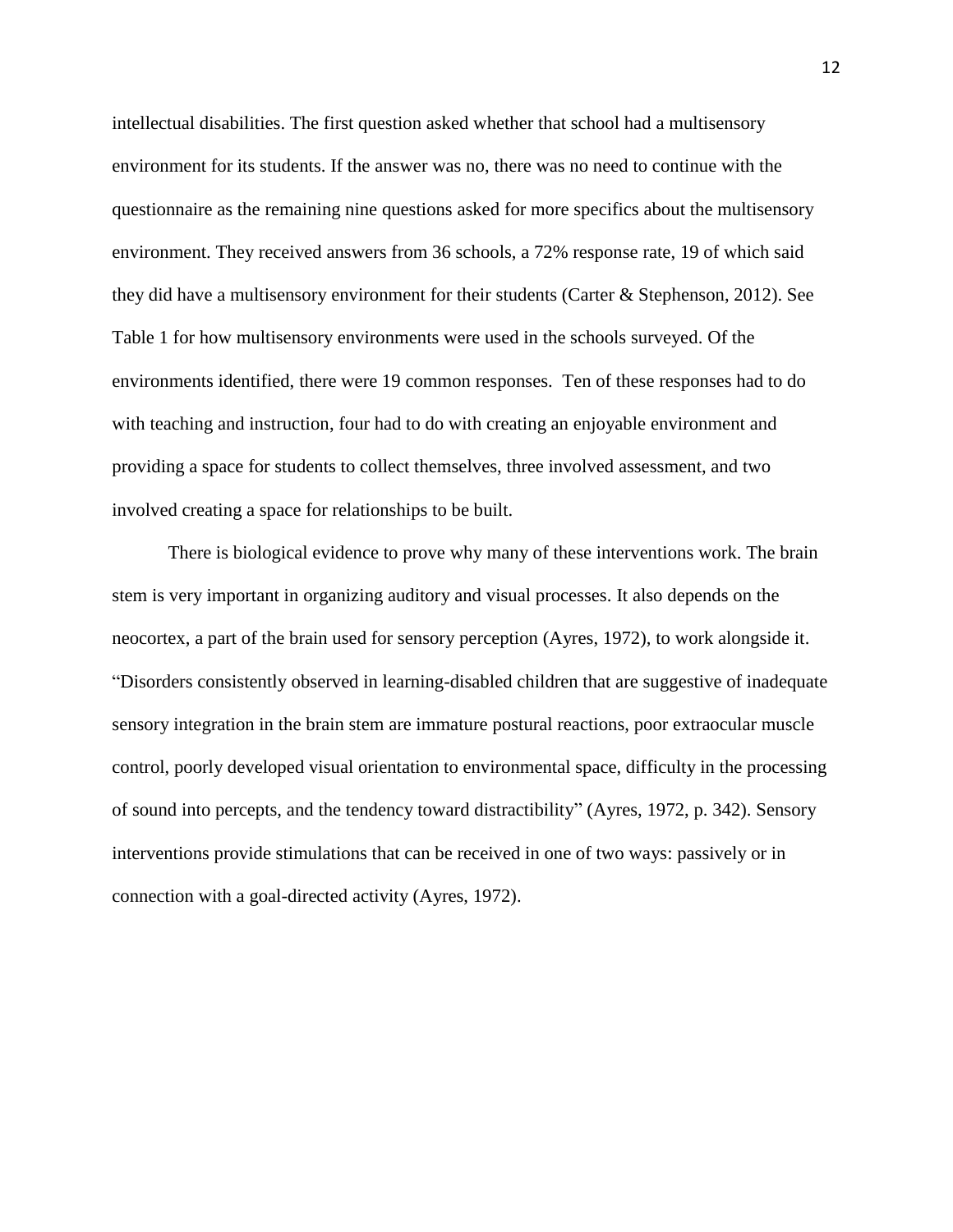intellectual disabilities. The first question asked whether that school had a multisensory environment for its students. If the answer was no, there was no need to continue with the questionnaire as the remaining nine questions asked for more specifics about the multisensory environment. They received answers from 36 schools, a 72% response rate, 19 of which said they did have a multisensory environment for their students (Carter & Stephenson, 2012). See Table 1 for how multisensory environments were used in the schools surveyed. Of the environments identified, there were 19 common responses. Ten of these responses had to do with teaching and instruction, four had to do with creating an enjoyable environment and providing a space for students to collect themselves, three involved assessment, and two involved creating a space for relationships to be built.

There is biological evidence to prove why many of these interventions work. The brain stem is very important in organizing auditory and visual processes. It also depends on the neocortex, a part of the brain used for sensory perception (Ayres, 1972), to work alongside it. "Disorders consistently observed in learning-disabled children that are suggestive of inadequate sensory integration in the brain stem are immature postural reactions, poor extraocular muscle control, poorly developed visual orientation to environmental space, difficulty in the processing of sound into percepts, and the tendency toward distractibility" (Ayres, 1972, p. 342). Sensory interventions provide stimulations that can be received in one of two ways: passively or in connection with a goal-directed activity (Ayres, 1972).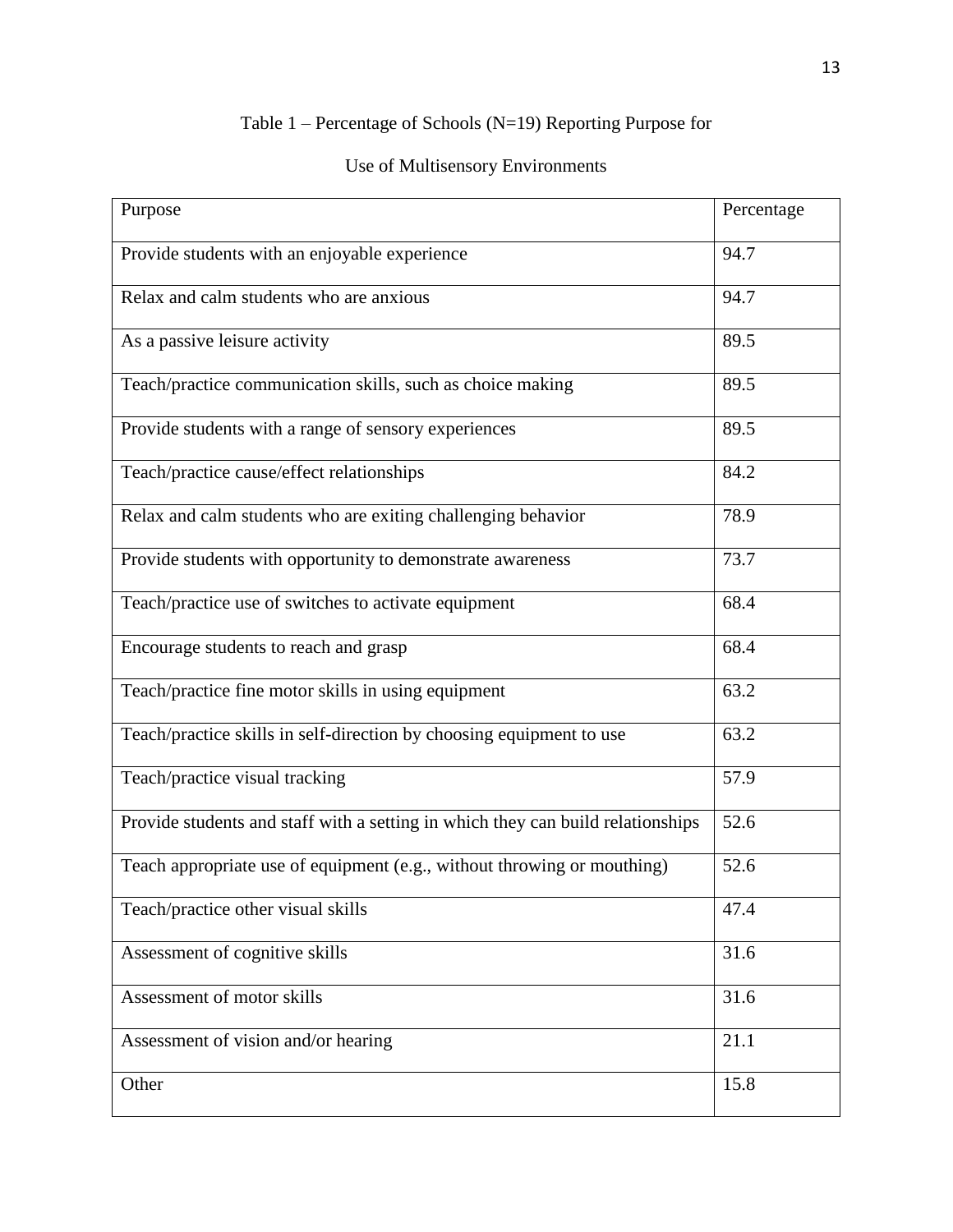Table 1 – Percentage of Schools (N=19) Reporting Purpose for

Use of Multisensory Environments

| Purpose | Percentage |
| --- | --- |
| Provide students with an enjoyable experience | 94.7 |
| Relax and calm students who are anxious | 94.7 |
| As a passive leisure activity | 89.5 |
| Teach/practice communication skills, such as choice making | 89.5 |
| Provide students with a range of sensory experiences | 89.5 |
| Teach/practice cause/effect relationships | 84.2 |
| Relax and calm students who are exiting challenging behavior | 78.9 |
| Provide students with opportunity to demonstrate awareness | 73.7 |
| Teach/practice use of switches to activate equipment | 68.4 |
| Encourage students to reach and grasp | 68.4 |
| Teach/practice fine motor skills in using equipment | 63.2 |
| Teach/practice skills in self-direction by choosing equipment to use | 63.2 |
| Teach/practice visual tracking | 57.9 |
| Provide students and staff with a setting in which they can build relationships | 52.6 |
| Teach appropriate use of equipment (e.g., without throwing or mouthing) | 52.6 |
| Teach/practice other visual skills | 47.4 |
| Assessment of cognitive skills | 31.6 |
| Assessment of motor skills | 31.6 |
| Assessment of vision and/or hearing | 21.1 |
| Other | 15.8 |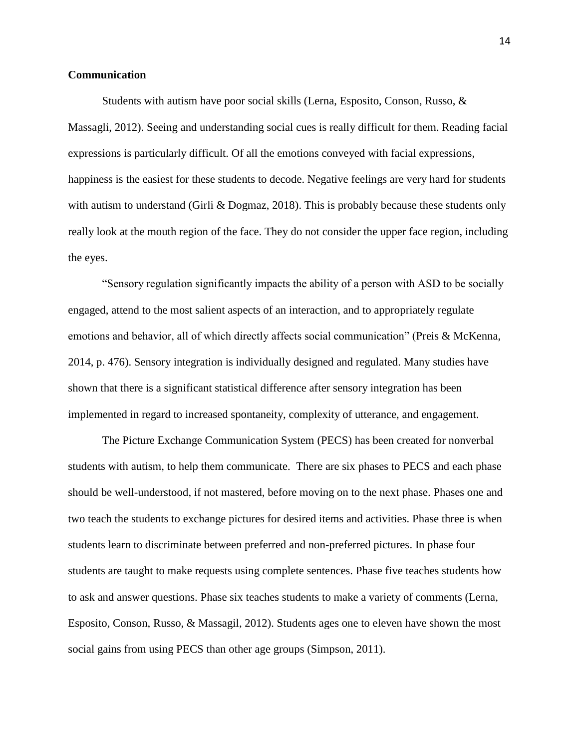**Communication**

Students with autism have poor social skills (Lerna, Esposito, Conson, Russo, & Massagli, 2012). Seeing and understanding social cues is really difficult for them. Reading facial expressions is particularly difficult. Of all the emotions conveyed with facial expressions, happiness is the easiest for these students to decode. Negative feelings are very hard for students with autism to understand (Girli & Dogmaz, 2018). This is probably because these students only really look at the mouth region of the face. They do not consider the upper face region, including the eyes.

"Sensory regulation significantly impacts the ability of a person with ASD to be socially engaged, attend to the most salient aspects of an interaction, and to appropriately regulate emotions and behavior, all of which directly affects social communication" (Preis & McKenna, 2014, p. 476). Sensory integration is individually designed and regulated. Many studies have shown that there is a significant statistical difference after sensory integration has been implemented in regard to increased spontaneity, complexity of utterance, and engagement.

The Picture Exchange Communication System (PECS) has been created for nonverbal students with autism, to help them communicate. There are six phases to PECS and each phase should be well-understood, if not mastered, before moving on to the next phase. Phases one and two teach the students to exchange pictures for desired items and activities. Phase three is when students learn to discriminate between preferred and non-preferred pictures. In phase four students are taught to make requests using complete sentences. Phase five teaches students how to ask and answer questions. Phase six teaches students to make a variety of comments (Lerna, Esposito, Conson, Russo, & Massagil, 2012). Students ages one to eleven have shown the most social gains from using PECS than other age groups (Simpson, 2011).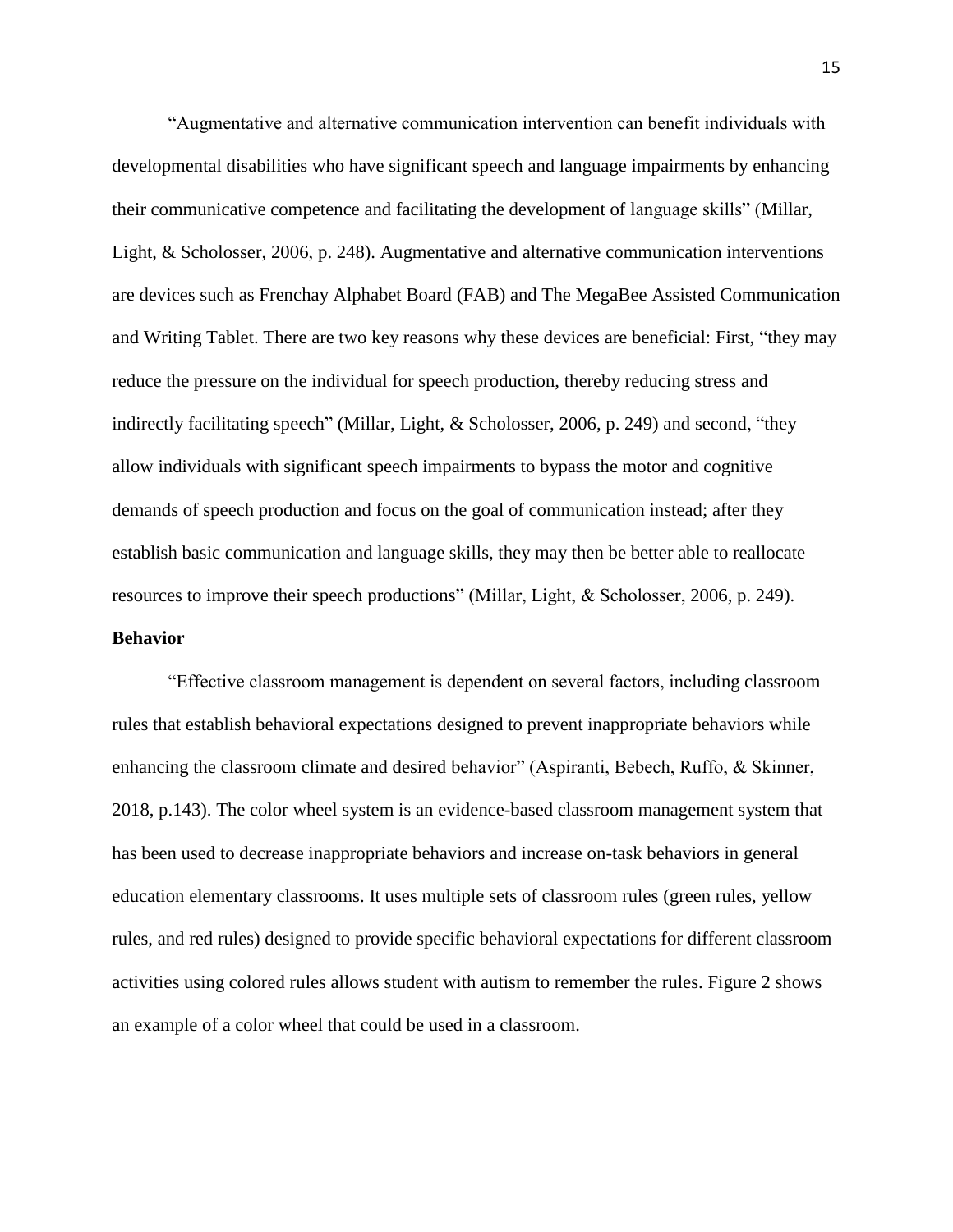"Augmentative and alternative communication intervention can benefit individuals with developmental disabilities who have significant speech and language impairments by enhancing their communicative competence and facilitating the development of language skills" (Millar, Light, & Scholosser, 2006, p. 248). Augmentative and alternative communication interventions are devices such as Frenchay Alphabet Board (FAB) and The MegaBee Assisted Communication and Writing Tablet. There are two key reasons why these devices are beneficial: First, "they may reduce the pressure on the individual for speech production, thereby reducing stress and indirectly facilitating speech" (Millar, Light, & Scholosser, 2006, p. 249) and second, "they allow individuals with significant speech impairments to bypass the motor and cognitive demands of speech production and focus on the goal of communication instead; after they establish basic communication and language skills, they may then be better able to reallocate resources to improve their speech productions" (Millar, Light, & Scholosser, 2006, p. 249).

**Behavior**

"Effective classroom management is dependent on several factors, including classroom rules that establish behavioral expectations designed to prevent inappropriate behaviors while enhancing the classroom climate and desired behavior" (Aspiranti, Bebech, Ruffo, & Skinner, 2018, p.143). The color wheel system is an evidence-based classroom management system that has been used to decrease inappropriate behaviors and increase on-task behaviors in general education elementary classrooms. It uses multiple sets of classroom rules (green rules, yellow rules, and red rules) designed to provide specific behavioral expectations for different classroom activities using colored rules allows student with autism to remember the rules. Figure 2 shows an example of a color wheel that could be used in a classroom.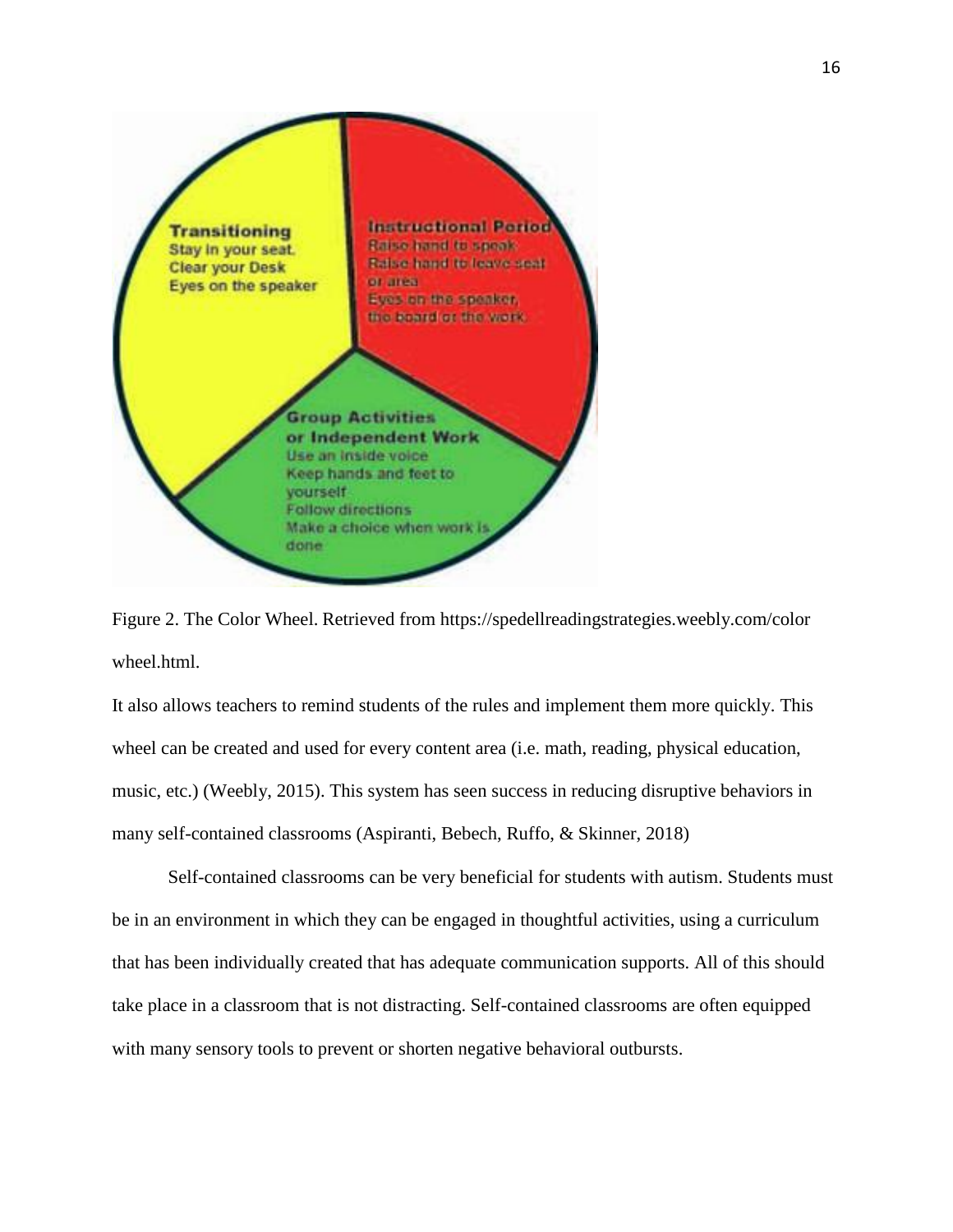Figure 2. The Color Wheel. Retrieved from https://spedellreadingstrategies.weebly.com/color wheel.html.

It also allows teachers to remind students of the rules and implement them more quickly. This wheel can be created and used for every content area (i.e. math, reading, physical education, music, etc.) (Weebly, 2015). This system has seen success in reducing disruptive behaviors in many self-contained classrooms (Aspiranti, Bebech, Ruffo, & Skinner, 2018)

Self-contained classrooms can be very beneficial for students with autism. Students must be in an environment in which they can be engaged in thoughtful activities, using a curriculum that has been individually created that has adequate communication supports. All of this should take place in a classroom that is not distracting. Self-contained classrooms are often equipped with many sensory tools to prevent or shorten negative behavioral outbursts.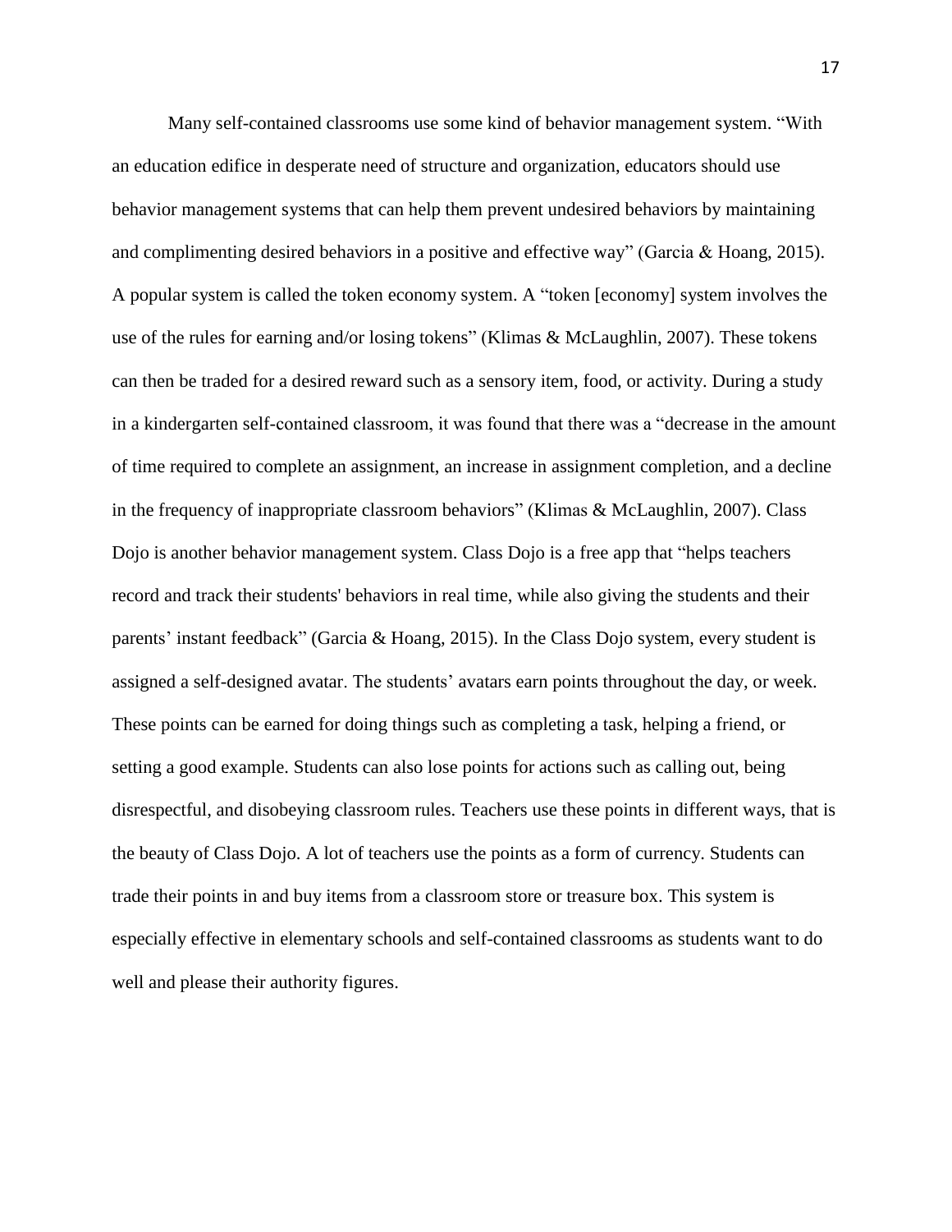Many self-contained classrooms use some kind of behavior management system. "With an education edifice in desperate need of structure and organization, educators should use behavior management systems that can help them prevent undesired behaviors by maintaining and complimenting desired behaviors in a positive and effective way" (Garcia & Hoang, 2015). A popular system is called the token economy system. A "token [economy] system involves the use of the rules for earning and/or losing tokens" (Klimas & McLaughlin, 2007). These tokens can then be traded for a desired reward such as a sensory item, food, or activity. During a study in a kindergarten self-contained classroom, it was found that there was a "decrease in the amount of time required to complete an assignment, an increase in assignment completion, and a decline in the frequency of inappropriate classroom behaviors" (Klimas & McLaughlin, 2007). Class Dojo is another behavior management system. Class Dojo is a free app that "helps teachers record and track their students' behaviors in real time, while also giving the students and their parents' instant feedback" (Garcia & Hoang, 2015). In the Class Dojo system, every student is assigned a self-designed avatar. The students' avatars earn points throughout the day, or week. These points can be earned for doing things such as completing a task, helping a friend, or setting a good example. Students can also lose points for actions such as calling out, being disrespectful, and disobeying classroom rules. Teachers use these points in different ways, that is the beauty of Class Dojo. A lot of teachers use the points as a form of currency. Students can trade their points in and buy items from a classroom store or treasure box. This system is especially effective in elementary schools and self-contained classrooms as students want to do well and please their authority figures.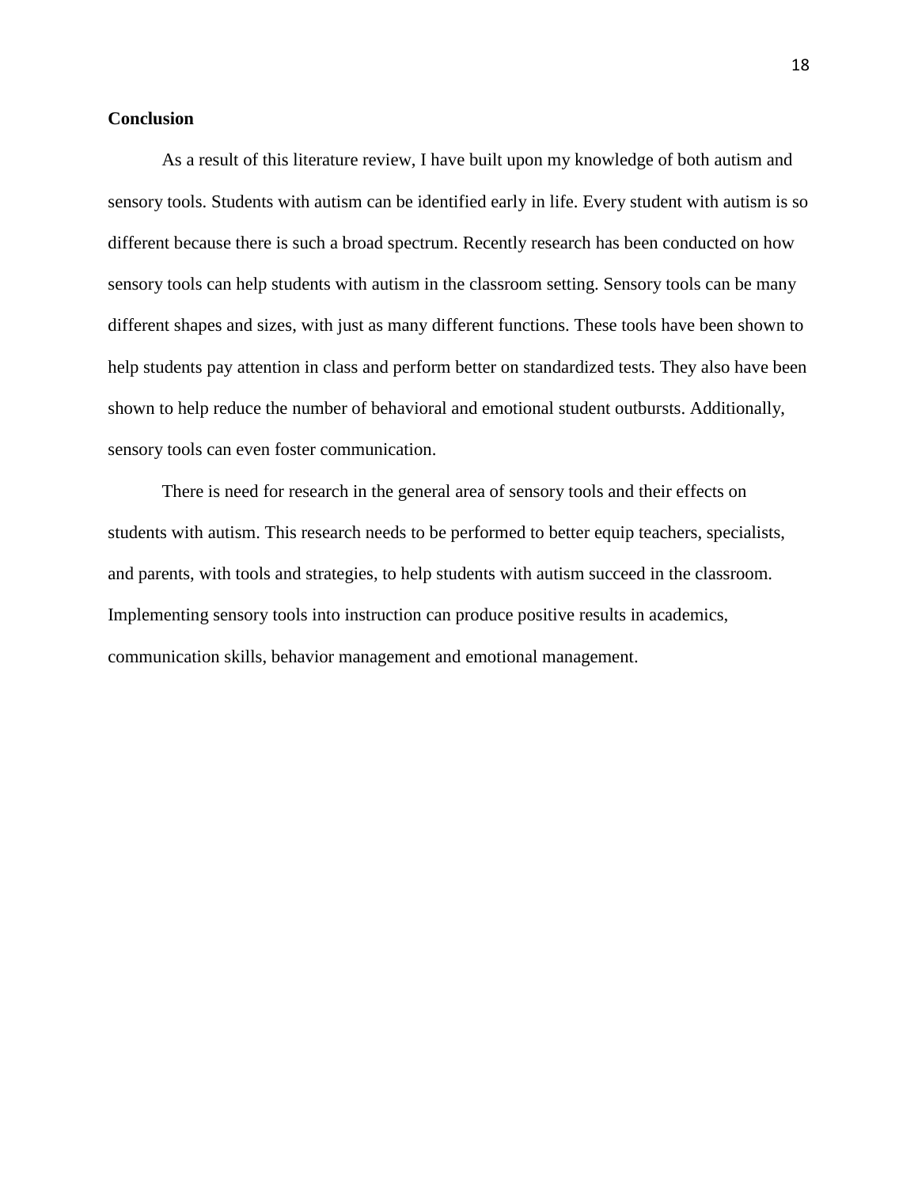## Conclusion

As a result of this literature review, I have built upon my knowledge of both autism and sensory tools. Students with autism can be identified early in life. Every student with autism is so different because there is such a broad spectrum. Recently research has been conducted on how sensory tools can help students with autism in the classroom setting. Sensory tools can be many different shapes and sizes, with just as many different functions. These tools have been shown to help students pay attention in class and perform better on standardized tests. They also have been shown to help reduce the number of behavioral and emotional student outbursts. Additionally, sensory tools can even foster communication.

There is need for research in the general area of sensory tools and their effects on students with autism. This research needs to be performed to better equip teachers, specialists, and parents, with tools and strategies, to help students with autism succeed in the classroom. Implementing sensory tools into instruction can produce positive results in academics, communication skills, behavior management and emotional management.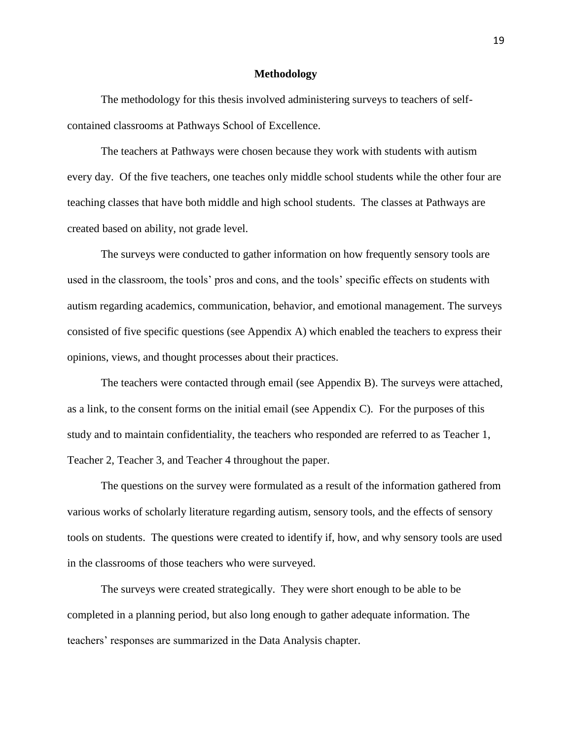## Methodology

The methodology for this thesis involved administering surveys to teachers of self-contained classrooms at Pathways School of Excellence.

The teachers at Pathways were chosen because they work with students with autism every day. Of the five teachers, one teaches only middle school students while the other four are teaching classes that have both middle and high school students. The classes at Pathways are created based on ability, not grade level.

The surveys were conducted to gather information on how frequently sensory tools are used in the classroom, the tools' pros and cons, and the tools' specific effects on students with autism regarding academics, communication, behavior, and emotional management. The surveys consisted of five specific questions (see Appendix A) which enabled the teachers to express their opinions, views, and thought processes about their practices.

The teachers were contacted through email (see Appendix B). The surveys were attached, as a link, to the consent forms on the initial email (see Appendix C). For the purposes of this study and to maintain confidentiality, the teachers who responded are referred to as Teacher 1, Teacher 2, Teacher 3, and Teacher 4 throughout the paper.

The questions on the survey were formulated as a result of the information gathered from various works of scholarly literature regarding autism, sensory tools, and the effects of sensory tools on students. The questions were created to identify if, how, and why sensory tools are used in the classrooms of those teachers who were surveyed.

The surveys were created strategically. They were short enough to be able to be completed in a planning period, but also long enough to gather adequate information. The teachers' responses are summarized in the Data Analysis chapter.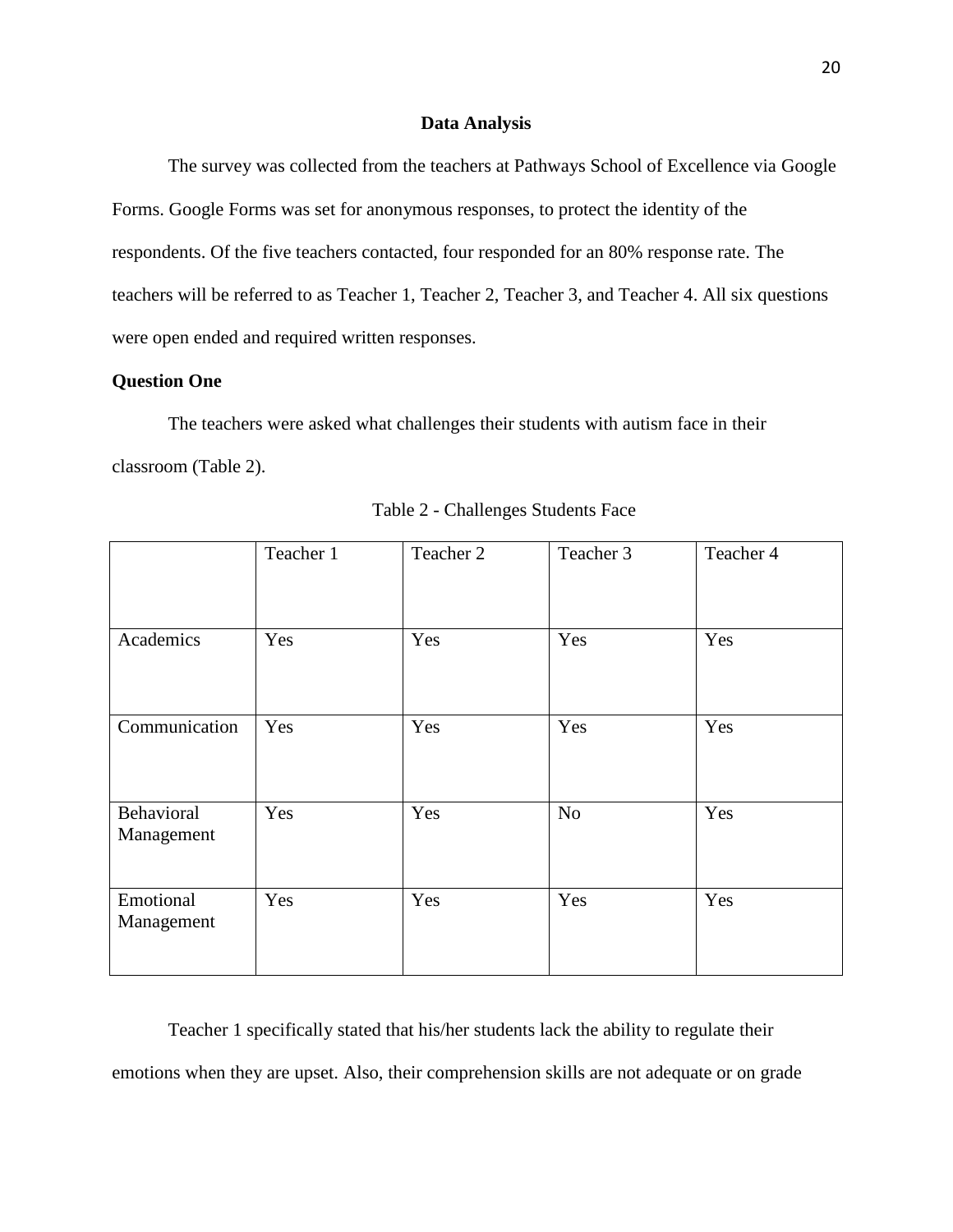## Data Analysis

The survey was collected from the teachers at Pathways School of Excellence via Google Forms. Google Forms was set for anonymous responses, to protect the identity of the respondents. Of the five teachers contacted, four responded for an 80% response rate. The teachers will be referred to as Teacher 1, Teacher 2, Teacher 3, and Teacher 4. All six questions were open ended and required written responses.

### Question One

The teachers were asked what challenges their students with autism face in their classroom (Table 2).

Table 2 - Challenges Students Face

| | Teacher 1 | Teacher 2 | Teacher 3 | Teacher 4 |
|---|---|---|---|---|
| Academics | Yes | Yes | Yes | Yes |
| Communication | Yes | Yes | Yes | Yes |
| Behavioral Management | Yes | Yes | No | Yes |
| Emotional Management | Yes | Yes | Yes | Yes |

Teacher 1 specifically stated that his/her students lack the ability to regulate their emotions when they are upset. Also, their comprehension skills are not adequate or on grade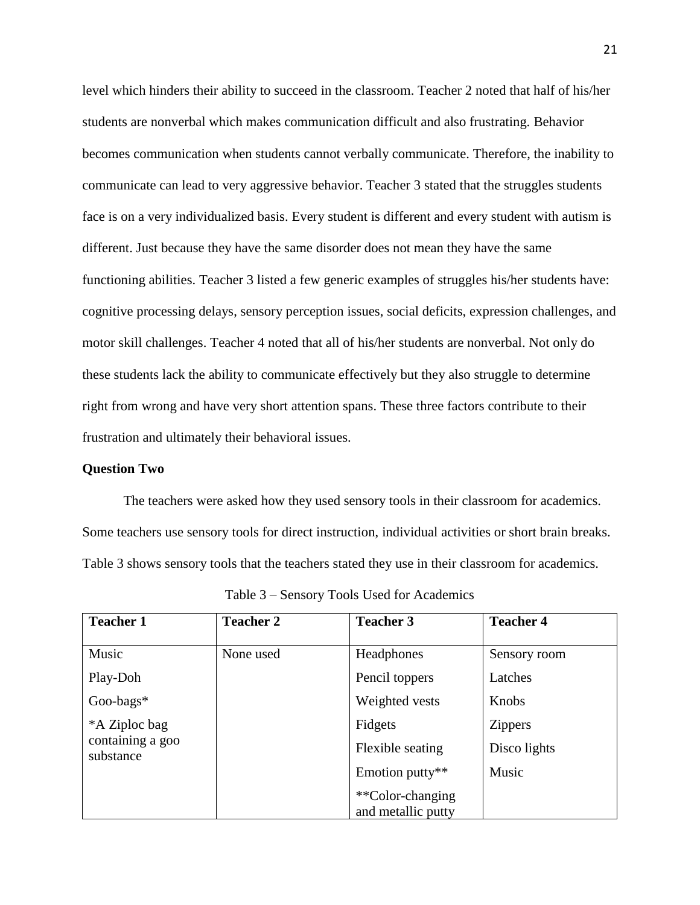level which hinders their ability to succeed in the classroom. Teacher 2 noted that half of his/her students are nonverbal which makes communication difficult and also frustrating. Behavior becomes communication when students cannot verbally communicate. Therefore, the inability to communicate can lead to very aggressive behavior. Teacher 3 stated that the struggles students face is on a very individualized basis. Every student is different and every student with autism is different. Just because they have the same disorder does not mean they have the same functioning abilities. Teacher 3 listed a few generic examples of struggles his/her students have: cognitive processing delays, sensory perception issues, social deficits, expression challenges, and motor skill challenges. Teacher 4 noted that all of his/her students are nonverbal. Not only do these students lack the ability to communicate effectively but they also struggle to determine right from wrong and have very short attention spans. These three factors contribute to their frustration and ultimately their behavioral issues.

**Question Two**

The teachers were asked how they used sensory tools in their classroom for academics. Some teachers use sensory tools for direct instruction, individual activities or short brain breaks. Table 3 shows sensory tools that the teachers stated they use in their classroom for academics.

Table 3 – Sensory Tools Used for Academics

| **Teacher 1** | **Teacher 2** | **Teacher 3** | **Teacher 4** |
|---|---|---|---|
| Music | None used | Headphones | Sensory room |
| Play-Doh | | Pencil toppers | Latches |
| Goo-bags* | | Weighted vests | Knobs |
| *A Ziploc bag containing a goo substance | | Fidgets | Zippers |
| | | Flexible seating | Disco lights |
| | | Emotion putty** | Music |
| | | **Color-changing and metallic putty | |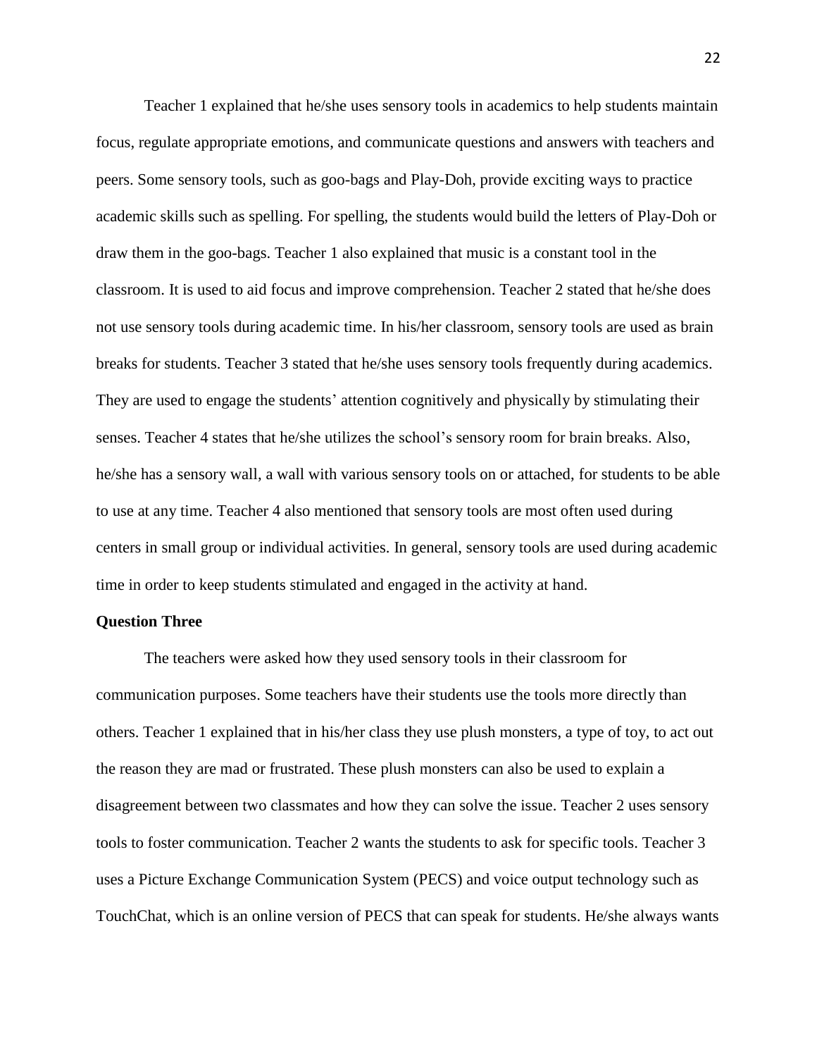Teacher 1 explained that he/she uses sensory tools in academics to help students maintain focus, regulate appropriate emotions, and communicate questions and answers with teachers and peers. Some sensory tools, such as goo-bags and Play-Doh, provide exciting ways to practice academic skills such as spelling. For spelling, the students would build the letters of Play-Doh or draw them in the goo-bags. Teacher 1 also explained that music is a constant tool in the classroom. It is used to aid focus and improve comprehension. Teacher 2 stated that he/she does not use sensory tools during academic time. In his/her classroom, sensory tools are used as brain breaks for students. Teacher 3 stated that he/she uses sensory tools frequently during academics. They are used to engage the students' attention cognitively and physically by stimulating their senses. Teacher 4 states that he/she utilizes the school's sensory room for brain breaks. Also, he/she has a sensory wall, a wall with various sensory tools on or attached, for students to be able to use at any time. Teacher 4 also mentioned that sensory tools are most often used during centers in small group or individual activities. In general, sensory tools are used during academic time in order to keep students stimulated and engaged in the activity at hand.

**Question Three**

The teachers were asked how they used sensory tools in their classroom for communication purposes. Some teachers have their students use the tools more directly than others. Teacher 1 explained that in his/her class they use plush monsters, a type of toy, to act out the reason they are mad or frustrated. These plush monsters can also be used to explain a disagreement between two classmates and how they can solve the issue. Teacher 2 uses sensory tools to foster communication. Teacher 2 wants the students to ask for specific tools. Teacher 3 uses a Picture Exchange Communication System (PECS) and voice output technology such as TouchChat, which is an online version of PECS that can speak for students. He/she always wants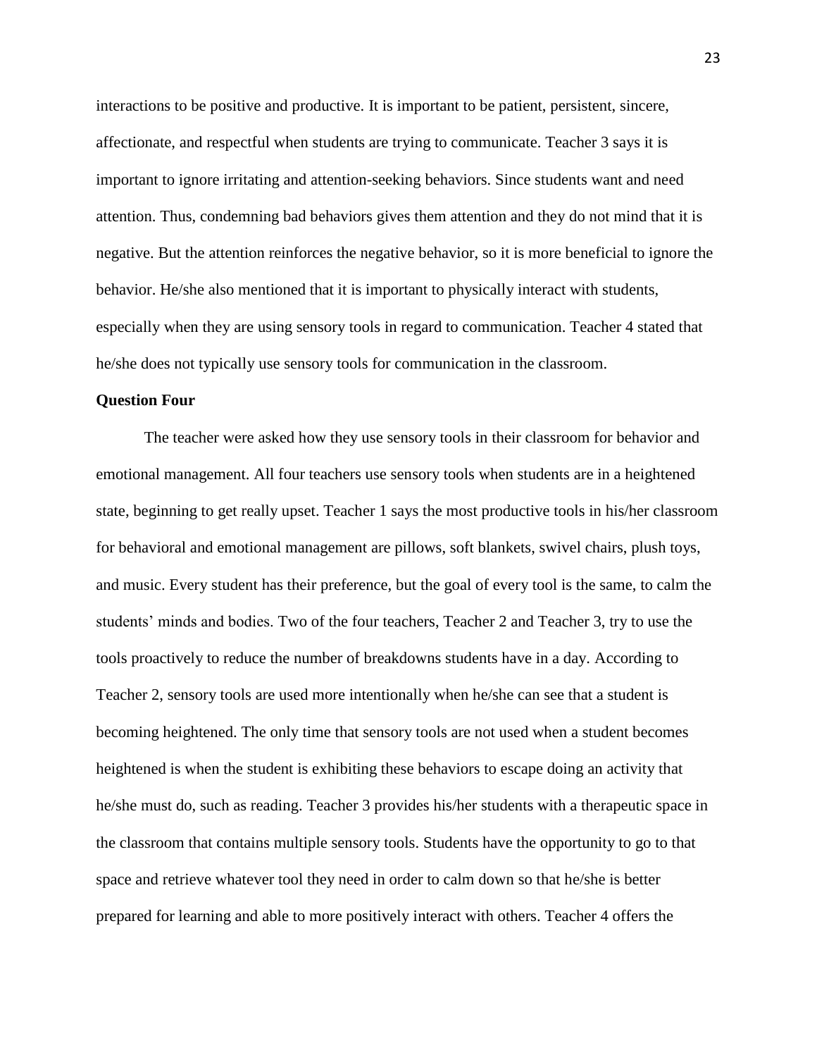interactions to be positive and productive. It is important to be patient, persistent, sincere, affectionate, and respectful when students are trying to communicate. Teacher 3 says it is important to ignore irritating and attention-seeking behaviors. Since students want and need attention. Thus, condemning bad behaviors gives them attention and they do not mind that it is negative. But the attention reinforces the negative behavior, so it is more beneficial to ignore the behavior. He/she also mentioned that it is important to physically interact with students, especially when they are using sensory tools in regard to communication. Teacher 4 stated that he/she does not typically use sensory tools for communication in the classroom.

**Question Four**

The teacher were asked how they use sensory tools in their classroom for behavior and emotional management. All four teachers use sensory tools when students are in a heightened state, beginning to get really upset. Teacher 1 says the most productive tools in his/her classroom for behavioral and emotional management are pillows, soft blankets, swivel chairs, plush toys, and music. Every student has their preference, but the goal of every tool is the same, to calm the students' minds and bodies. Two of the four teachers, Teacher 2 and Teacher 3, try to use the tools proactively to reduce the number of breakdowns students have in a day. According to Teacher 2, sensory tools are used more intentionally when he/she can see that a student is becoming heightened. The only time that sensory tools are not used when a student becomes heightened is when the student is exhibiting these behaviors to escape doing an activity that he/she must do, such as reading. Teacher 3 provides his/her students with a therapeutic space in the classroom that contains multiple sensory tools. Students have the opportunity to go to that space and retrieve whatever tool they need in order to calm down so that he/she is better prepared for learning and able to more positively interact with others. Teacher 4 offers the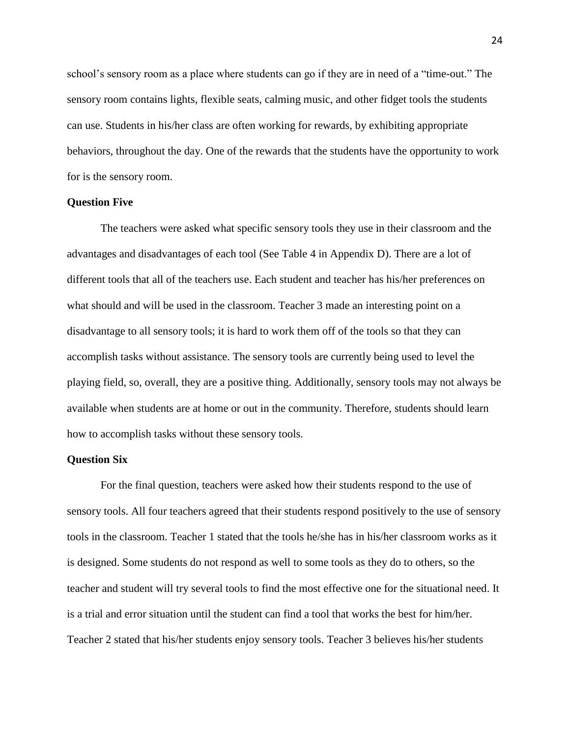school's sensory room as a place where students can go if they are in need of a "time-out." The sensory room contains lights, flexible seats, calming music, and other fidget tools the students can use. Students in his/her class are often working for rewards, by exhibiting appropriate behaviors, throughout the day. One of the rewards that the students have the opportunity to work for is the sensory room.

**Question Five**

The teachers were asked what specific sensory tools they use in their classroom and the advantages and disadvantages of each tool (See Table 4 in Appendix D). There are a lot of different tools that all of the teachers use. Each student and teacher has his/her preferences on what should and will be used in the classroom. Teacher 3 made an interesting point on a disadvantage to all sensory tools; it is hard to work them off of the tools so that they can accomplish tasks without assistance. The sensory tools are currently being used to level the playing field, so, overall, they are a positive thing. Additionally, sensory tools may not always be available when students are at home or out in the community. Therefore, students should learn how to accomplish tasks without these sensory tools.

**Question Six**

For the final question, teachers were asked how their students respond to the use of sensory tools. All four teachers agreed that their students respond positively to the use of sensory tools in the classroom. Teacher 1 stated that the tools he/she has in his/her classroom works as it is designed. Some students do not respond as well to some tools as they do to others, so the teacher and student will try several tools to find the most effective one for the situational need. It is a trial and error situation until the student can find a tool that works the best for him/her. Teacher 2 stated that his/her students enjoy sensory tools. Teacher 3 believes his/her students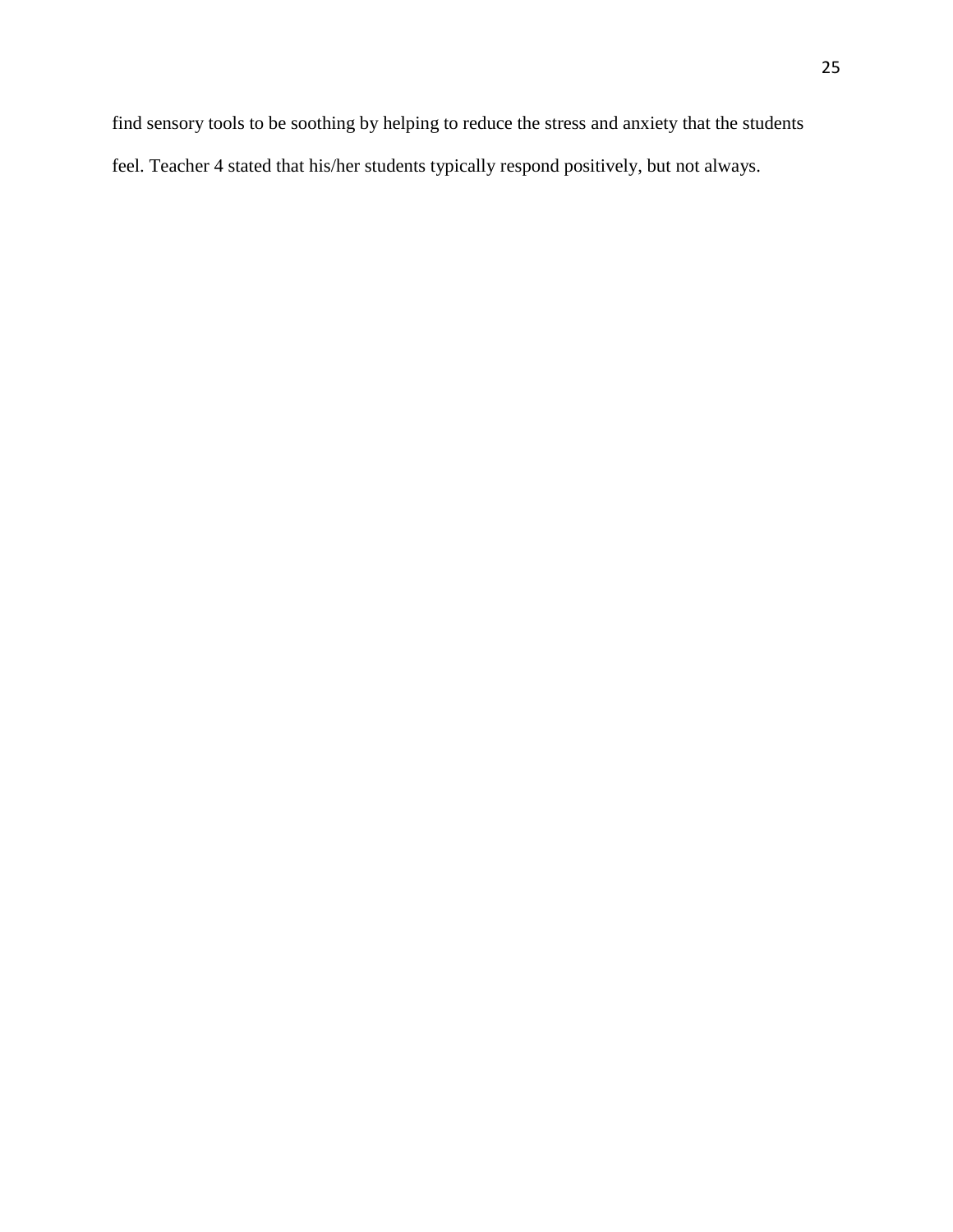find sensory tools to be soothing by helping to reduce the stress and anxiety that the students feel. Teacher 4 stated that his/her students typically respond positively, but not always.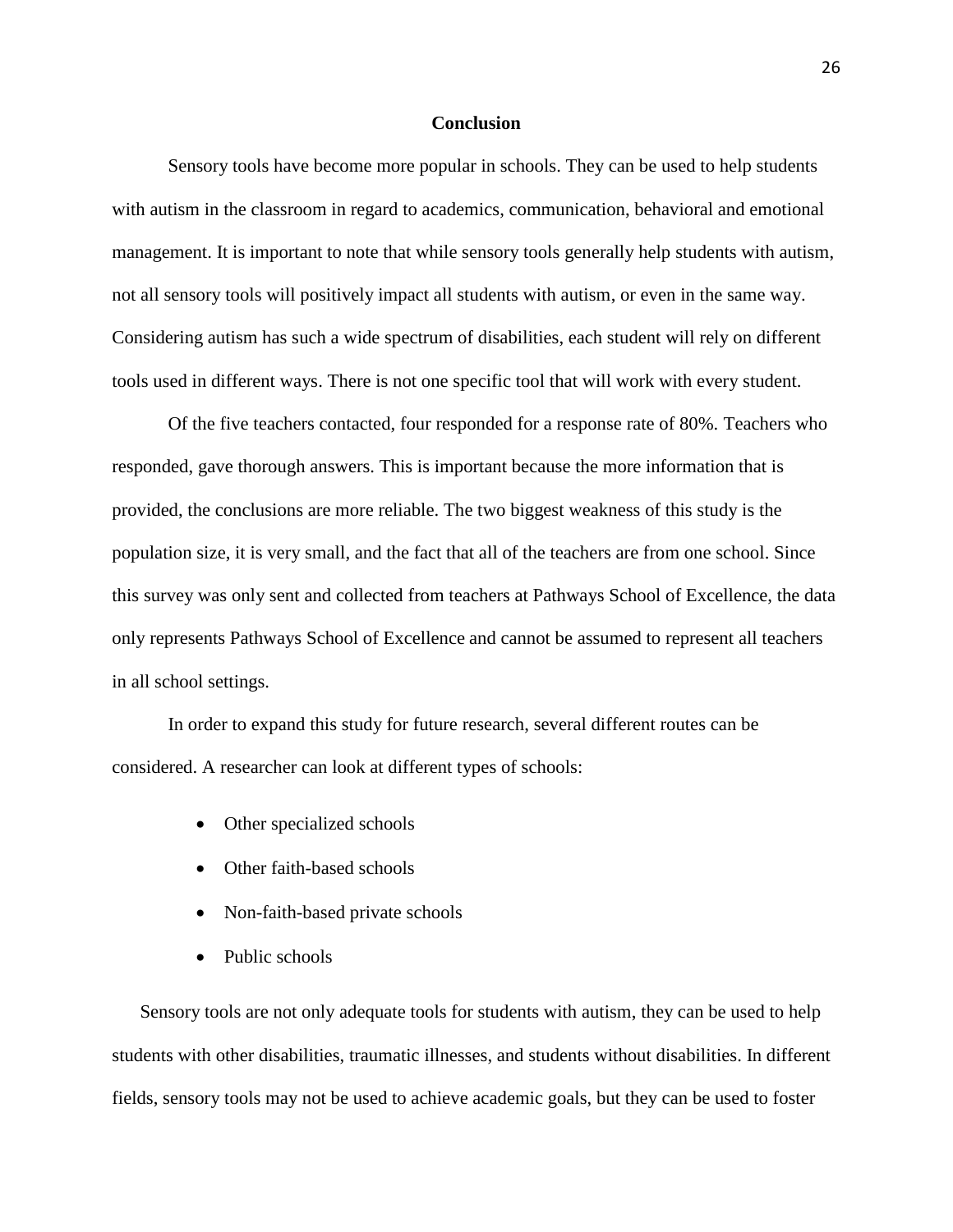## Conclusion

Sensory tools have become more popular in schools. They can be used to help students with autism in the classroom in regard to academics, communication, behavioral and emotional management. It is important to note that while sensory tools generally help students with autism, not all sensory tools will positively impact all students with autism, or even in the same way. Considering autism has such a wide spectrum of disabilities, each student will rely on different tools used in different ways. There is not one specific tool that will work with every student.

Of the five teachers contacted, four responded for a response rate of 80%. Teachers who responded, gave thorough answers. This is important because the more information that is provided, the conclusions are more reliable. The two biggest weakness of this study is the population size, it is very small, and the fact that all of the teachers are from one school. Since this survey was only sent and collected from teachers at Pathways School of Excellence, the data only represents Pathways School of Excellence and cannot be assumed to represent all teachers in all school settings.

In order to expand this study for future research, several different routes can be considered. A researcher can look at different types of schools:

- Other specialized schools
- Other faith-based schools
- Non-faith-based private schools
- Public schools

Sensory tools are not only adequate tools for students with autism, they can be used to help students with other disabilities, traumatic illnesses, and students without disabilities. In different fields, sensory tools may not be used to achieve academic goals, but they can be used to foster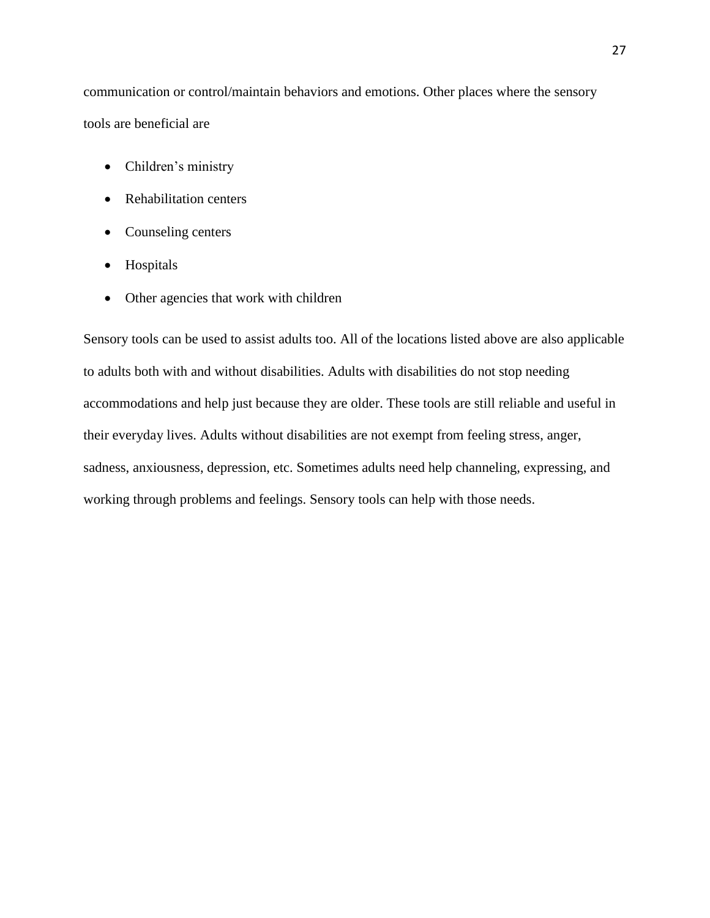communication or control/maintain behaviors and emotions. Other places where the sensory tools are beneficial are

- Children's ministry
- Rehabilitation centers
- Counseling centers
- Hospitals
- Other agencies that work with children

Sensory tools can be used to assist adults too. All of the locations listed above are also applicable to adults both with and without disabilities. Adults with disabilities do not stop needing accommodations and help just because they are older. These tools are still reliable and useful in their everyday lives. Adults without disabilities are not exempt from feeling stress, anger, sadness, anxiousness, depression, etc. Sometimes adults need help channeling, expressing, and working through problems and feelings. Sensory tools can help with those needs.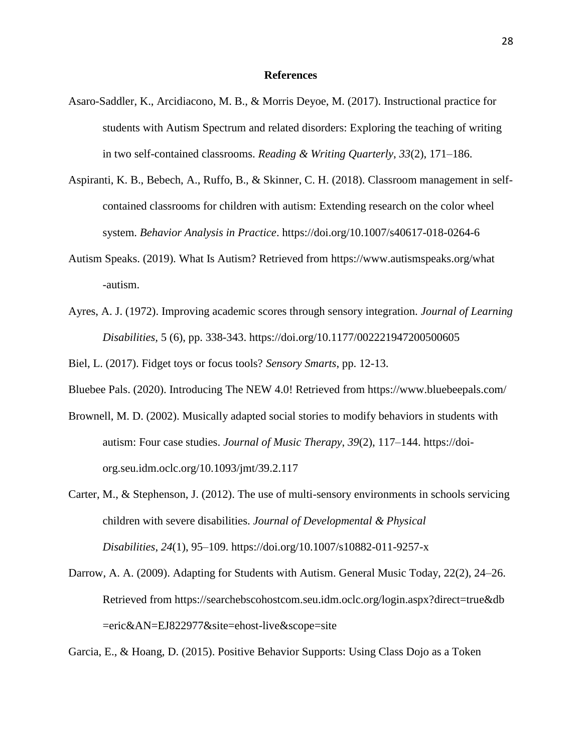## References

Asaro-Saddler, K., Arcidiacono, M. B., & Morris Deyoe, M. (2017). Instructional practice for students with Autism Spectrum and related disorders: Exploring the teaching of writing in two self-contained classrooms. *Reading & Writing Quarterly*, *33*(2), 171–186.

Aspiranti, K. B., Bebech, A., Ruffo, B., & Skinner, C. H. (2018). Classroom management in self-contained classrooms for children with autism: Extending research on the color wheel system. *Behavior Analysis in Practice*. https://doi.org/10.1007/s40617-018-0264-6

Autism Speaks. (2019). What Is Autism? Retrieved from https://www.autismspeaks.org/what-autism.

Ayres, A. J. (1972). Improving academic scores through sensory integration. *Journal of Learning Disabilities*, 5 (6), pp. 338-343. https://doi.org/10.1177/002221947200500605

Biel, L. (2017). Fidget toys or focus tools? *Sensory Smarts*, pp. 12-13.

Bluebee Pals. (2020). Introducing The NEW 4.0! Retrieved from https://www.bluebeepals.com/

Brownell, M. D. (2002). Musically adapted social stories to modify behaviors in students with autism: Four case studies. *Journal of Music Therapy*, *39*(2), 117–144. https://doi-org.seu.idm.oclc.org/10.1093/jmt/39.2.117

Carter, M., & Stephenson, J. (2012). The use of multi-sensory environments in schools servicing children with severe disabilities. *Journal of Developmental & Physical Disabilities*, *24*(1), 95–109. https://doi.org/10.1007/s10882-011-9257-x

Darrow, A. A. (2009). Adapting for Students with Autism. General Music Today, 22(2), 24–26. Retrieved from https://searchebscohostcom.seu.idm.oclc.org/login.aspx?direct=true&db=eric&AN=EJ822977&site=ehost-live&scope=site

Garcia, E., & Hoang, D. (2015). Positive Behavior Supports: Using Class Dojo as a Token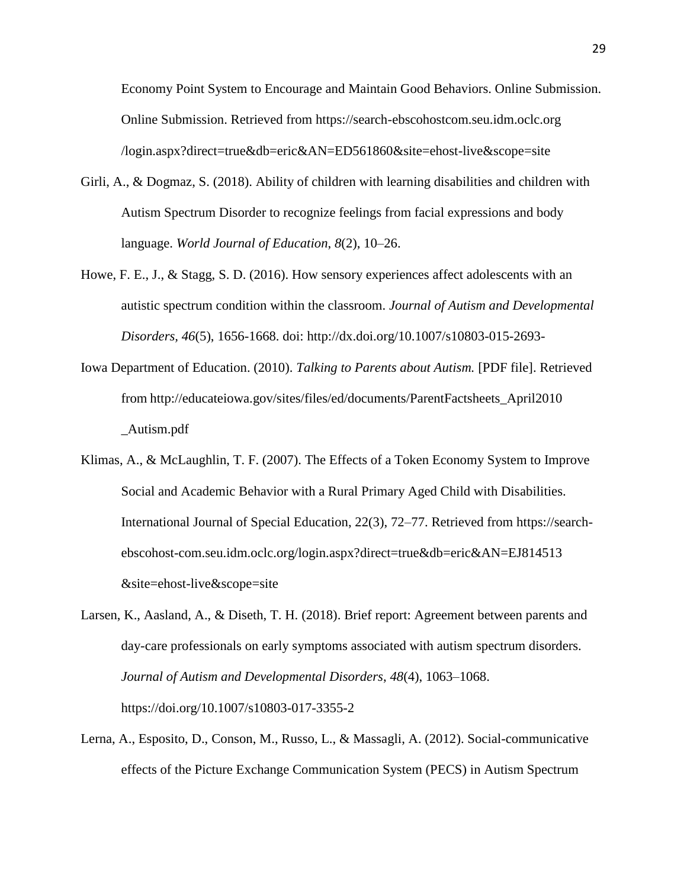Economy Point System to Encourage and Maintain Good Behaviors. Online Submission. Online Submission. Retrieved from https://search-ebscohostcom.seu.idm.oclc.org /login.aspx?direct=true&db=eric&AN=ED561860&site=ehost-live&scope=site

Girli, A., & Dogmaz, S. (2018). Ability of children with learning disabilities and children with Autism Spectrum Disorder to recognize feelings from facial expressions and body language. *World Journal of Education*, *8*(2), 10–26.

Howe, F. E., J., & Stagg, S. D. (2016). How sensory experiences affect adolescents with an autistic spectrum condition within the classroom. *Journal of Autism and Developmental Disorders, 46*(5), 1656-1668. doi: http://dx.doi.org/10.1007/s10803-015-2693-

Iowa Department of Education. (2010). *Talking to Parents about Autism.* [PDF file]. Retrieved from http://educateiowa.gov/sites/files/ed/documents/ParentFactsheets_April2010 _Autism.pdf

Klimas, A., & McLaughlin, T. F. (2007). The Effects of a Token Economy System to Improve Social and Academic Behavior with a Rural Primary Aged Child with Disabilities. International Journal of Special Education, 22(3), 72–77. Retrieved from https://search-ebscohost-com.seu.idm.oclc.org/login.aspx?direct=true&db=eric&AN=EJ814513 &site=ehost-live&scope=site

Larsen, K., Aasland, A., & Diseth, T. H. (2018). Brief report: Agreement between parents and day-care professionals on early symptoms associated with autism spectrum disorders. *Journal of Autism and Developmental Disorders*, *48*(4), 1063–1068. https://doi.org/10.1007/s10803-017-3355-2

Lerna, A., Esposito, D., Conson, M., Russo, L., & Massagli, A. (2012). Social-communicative effects of the Picture Exchange Communication System (PECS) in Autism Spectrum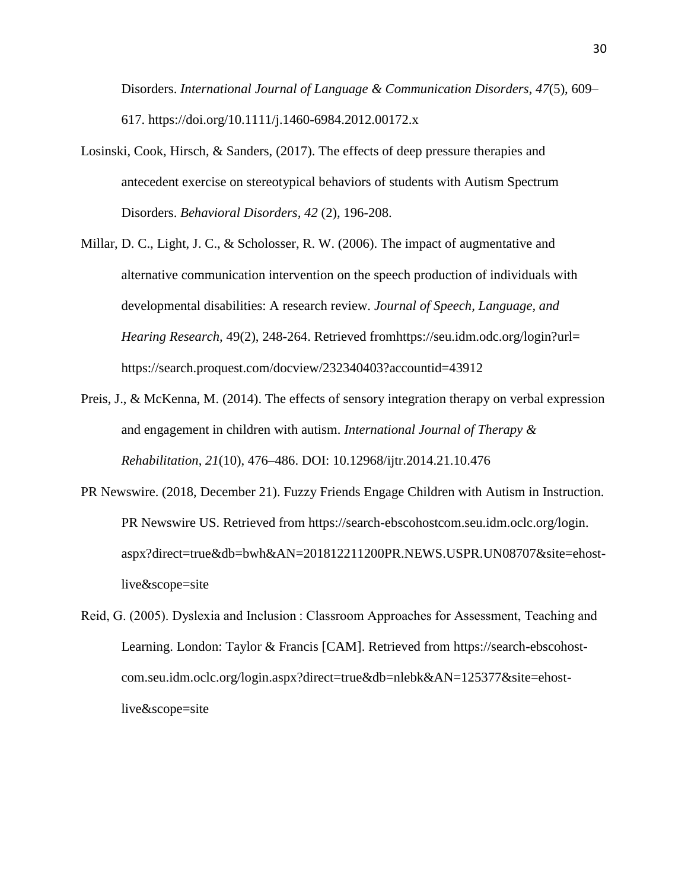Disorders. *International Journal of Language & Communication Disorders*, *47*(5), 609–617. https://doi.org/10.1111/j.1460-6984.2012.00172.x

Losinski, Cook, Hirsch, & Sanders, (2017). The effects of deep pressure therapies and antecedent exercise on stereotypical behaviors of students with Autism Spectrum Disorders. *Behavioral Disorders, 42* (2), 196-208.

Millar, D. C., Light, J. C., & Scholosser, R. W. (2006). The impact of augmentative and alternative communication intervention on the speech production of individuals with developmental disabilities: A research review. *Journal of Speech, Language, and Hearing Research,* 49(2), 248-264. Retrieved fromhttps://seu.idm.odc.org/login?url= https://search.proquest.com/docview/232340403?accountid=43912

Preis, J., & McKenna, M. (2014). The effects of sensory integration therapy on verbal expression and engagement in children with autism. *International Journal of Therapy & Rehabilitation*, *21*(10), 476–486. DOI: 10.12968/ijtr.2014.21.10.476

PR Newswire. (2018, December 21). Fuzzy Friends Engage Children with Autism in Instruction. PR Newswire US. Retrieved from https://search-ebscohostcom.seu.idm.oclc.org/login.aspx?direct=true&db=bwh&AN=201812211200PR.NEWS.USPR.UN08707&site=ehost-live&scope=site

Reid, G. (2005). Dyslexia and Inclusion : Classroom Approaches for Assessment, Teaching and Learning. London: Taylor & Francis [CAM]. Retrieved from https://search-ebscohost-com.seu.idm.oclc.org/login.aspx?direct=true&db=nlebk&AN=125377&site=ehost-live&scope=site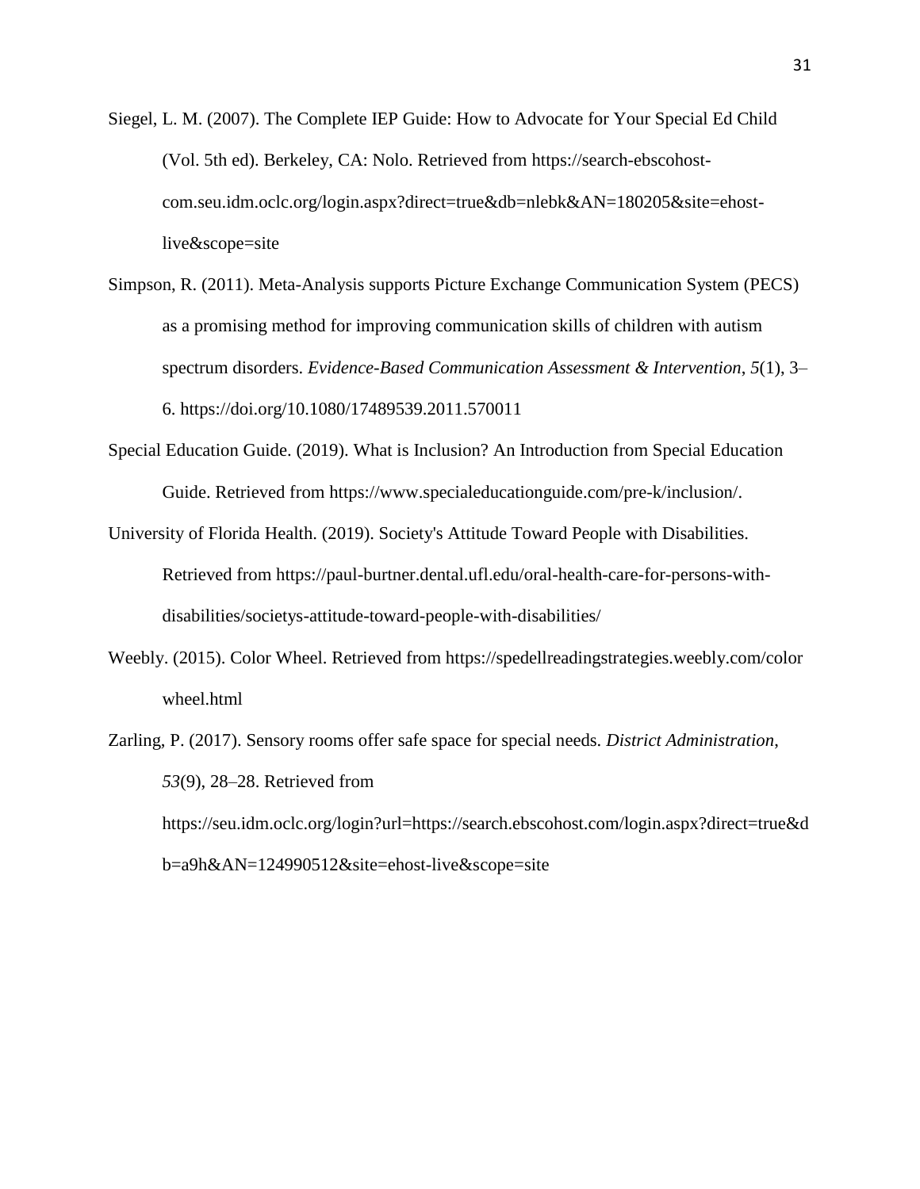Siegel, L. M. (2007). The Complete IEP Guide: How to Advocate for Your Special Ed Child (Vol. 5th ed). Berkeley, CA: Nolo. Retrieved from https://search-ebscohost-com.seu.idm.oclc.org/login.aspx?direct=true&db=nlebk&AN=180205&site=ehost-live&scope=site

Simpson, R. (2011). Meta-Analysis supports Picture Exchange Communication System (PECS) as a promising method for improving communication skills of children with autism spectrum disorders. *Evidence-Based Communication Assessment & Intervention*, *5*(1), 3–6. https://doi.org/10.1080/17489539.2011.570011

Special Education Guide. (2019). What is Inclusion? An Introduction from Special Education Guide. Retrieved from https://www.specialeducationguide.com/pre-k/inclusion/.

University of Florida Health. (2019). Society's Attitude Toward People with Disabilities. Retrieved from https://paul-burtner.dental.ufl.edu/oral-health-care-for-persons-with-disabilities/societys-attitude-toward-people-with-disabilities/

Weebly. (2015). Color Wheel. Retrieved from https://spedellreadingstrategies.weebly.com/color wheel.html

Zarling, P. (2017). Sensory rooms offer safe space for special needs. *District Administration*, *53*(9), 28–28. Retrieved from https://seu.idm.oclc.org/login?url=https://search.ebscohost.com/login.aspx?direct=true&db=a9h&AN=124990512&site=ehost-live&scope=site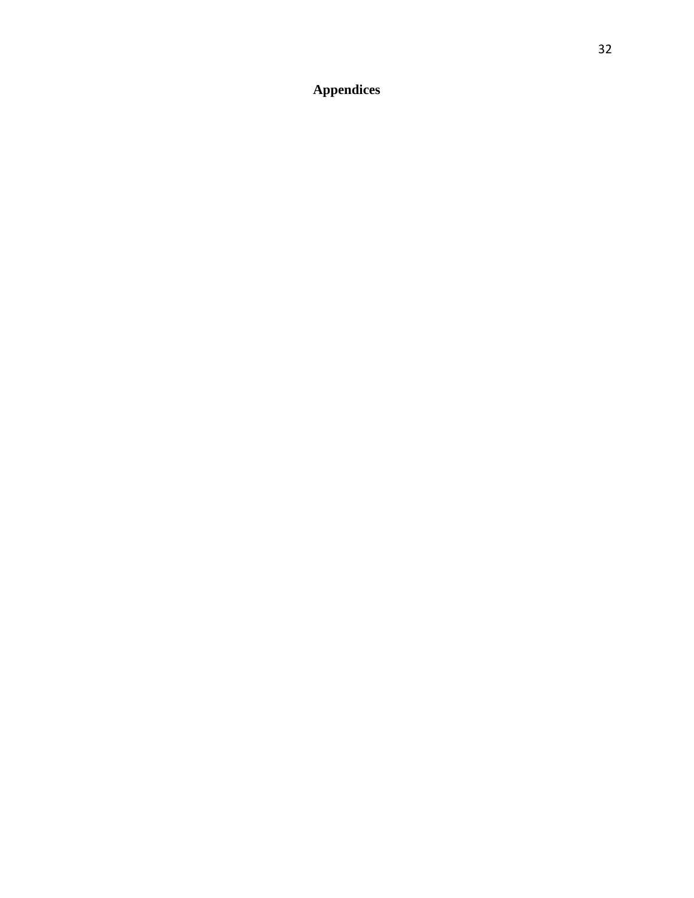# Appendices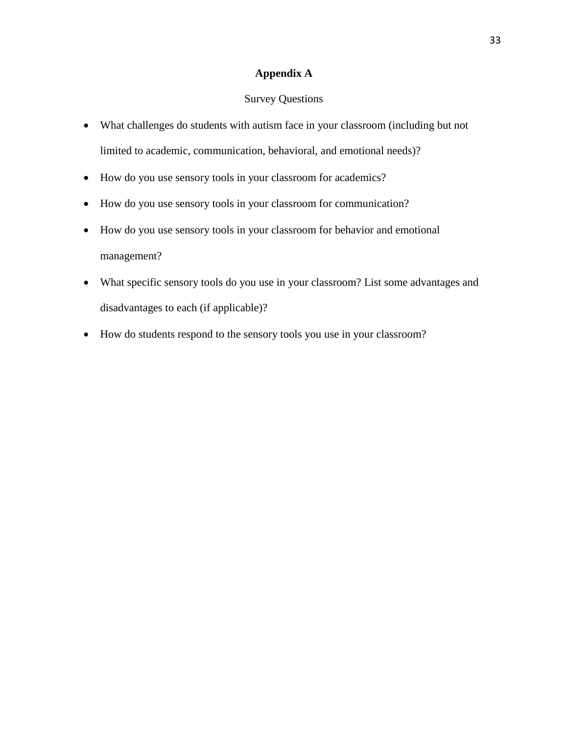# Appendix A

Survey Questions

- What challenges do students with autism face in your classroom (including but not limited to academic, communication, behavioral, and emotional needs)?
- How do you use sensory tools in your classroom for academics?
- How do you use sensory tools in your classroom for communication?
- How do you use sensory tools in your classroom for behavior and emotional management?
- What specific sensory tools do you use in your classroom? List some advantages and disadvantages to each (if applicable)?
- How do students respond to the sensory tools you use in your classroom?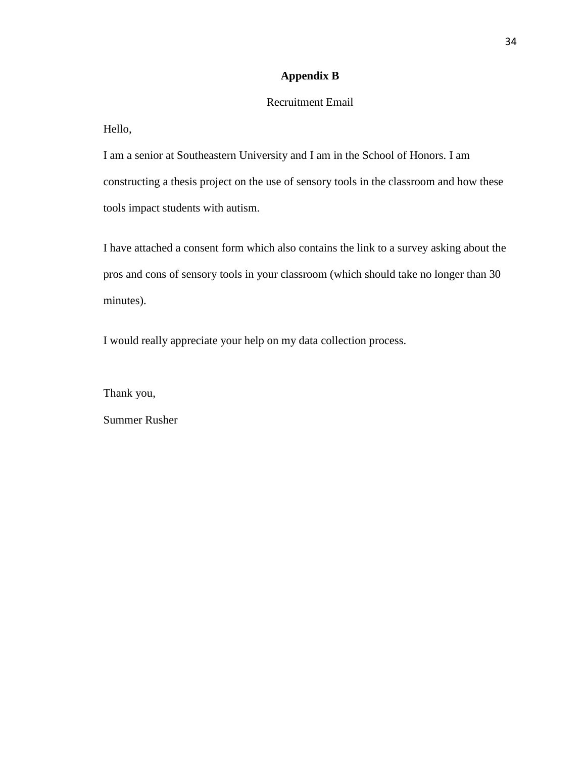## Appendix B

Recruitment Email

Hello,

I am a senior at Southeastern University and I am in the School of Honors. I am constructing a thesis project on the use of sensory tools in the classroom and how these tools impact students with autism.

I have attached a consent form which also contains the link to a survey asking about the pros and cons of sensory tools in your classroom (which should take no longer than 30 minutes).

I would really appreciate your help on my data collection process.

Thank you,

Summer Rusher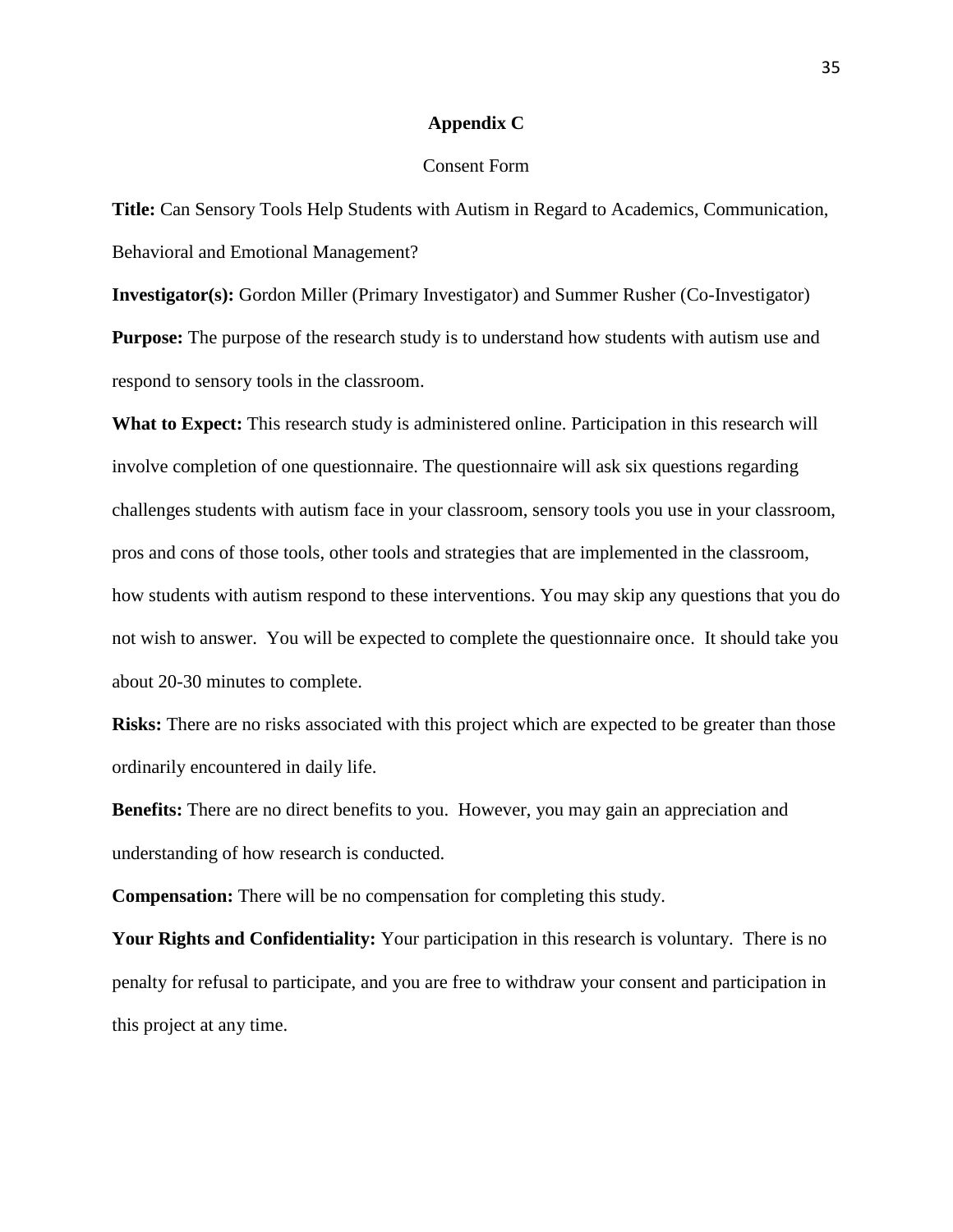## Appendix C

Consent Form

**Title:** Can Sensory Tools Help Students with Autism in Regard to Academics, Communication, Behavioral and Emotional Management?

**Investigator(s):** Gordon Miller (Primary Investigator) and Summer Rusher (Co-Investigator)

**Purpose:** The purpose of the research study is to understand how students with autism use and respond to sensory tools in the classroom.

**What to Expect:** This research study is administered online. Participation in this research will involve completion of one questionnaire. The questionnaire will ask six questions regarding challenges students with autism face in your classroom, sensory tools you use in your classroom, pros and cons of those tools, other tools and strategies that are implemented in the classroom, how students with autism respond to these interventions. You may skip any questions that you do not wish to answer. You will be expected to complete the questionnaire once. It should take you about 20-30 minutes to complete.

**Risks:** There are no risks associated with this project which are expected to be greater than those ordinarily encountered in daily life.

**Benefits:** There are no direct benefits to you. However, you may gain an appreciation and understanding of how research is conducted.

**Compensation:** There will be no compensation for completing this study.

**Your Rights and Confidentiality:** Your participation in this research is voluntary. There is no penalty for refusal to participate, and you are free to withdraw your consent and participation in this project at any time.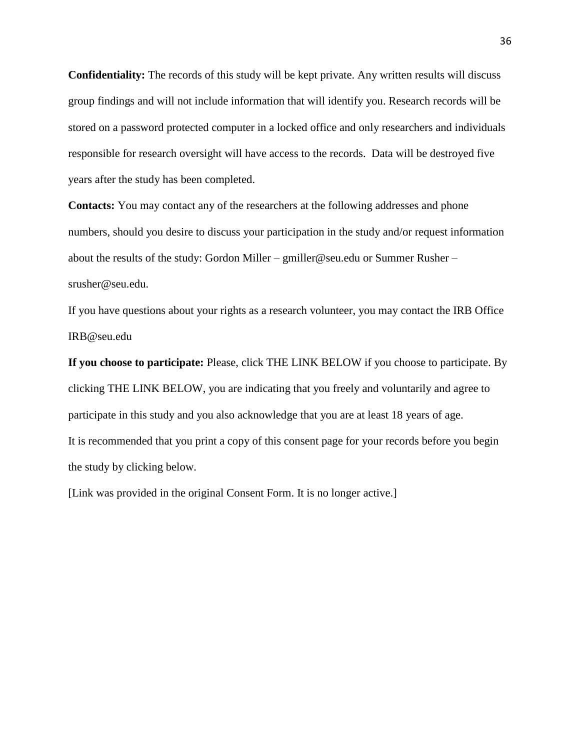**Confidentiality:** The records of this study will be kept private. Any written results will discuss group findings and will not include information that will identify you. Research records will be stored on a password protected computer in a locked office and only researchers and individuals responsible for research oversight will have access to the records. Data will be destroyed five years after the study has been completed.

**Contacts:** You may contact any of the researchers at the following addresses and phone numbers, should you desire to discuss your participation in the study and/or request information about the results of the study: Gordon Miller – gmiller@seu.edu or Summer Rusher – srusher@seu.edu.

If you have questions about your rights as a research volunteer, you may contact the IRB Office IRB@seu.edu

**If you choose to participate:** Please, click THE LINK BELOW if you choose to participate. By clicking THE LINK BELOW, you are indicating that you freely and voluntarily and agree to participate in this study and you also acknowledge that you are at least 18 years of age.

It is recommended that you print a copy of this consent page for your records before you begin the study by clicking below.

[Link was provided in the original Consent Form. It is no longer active.]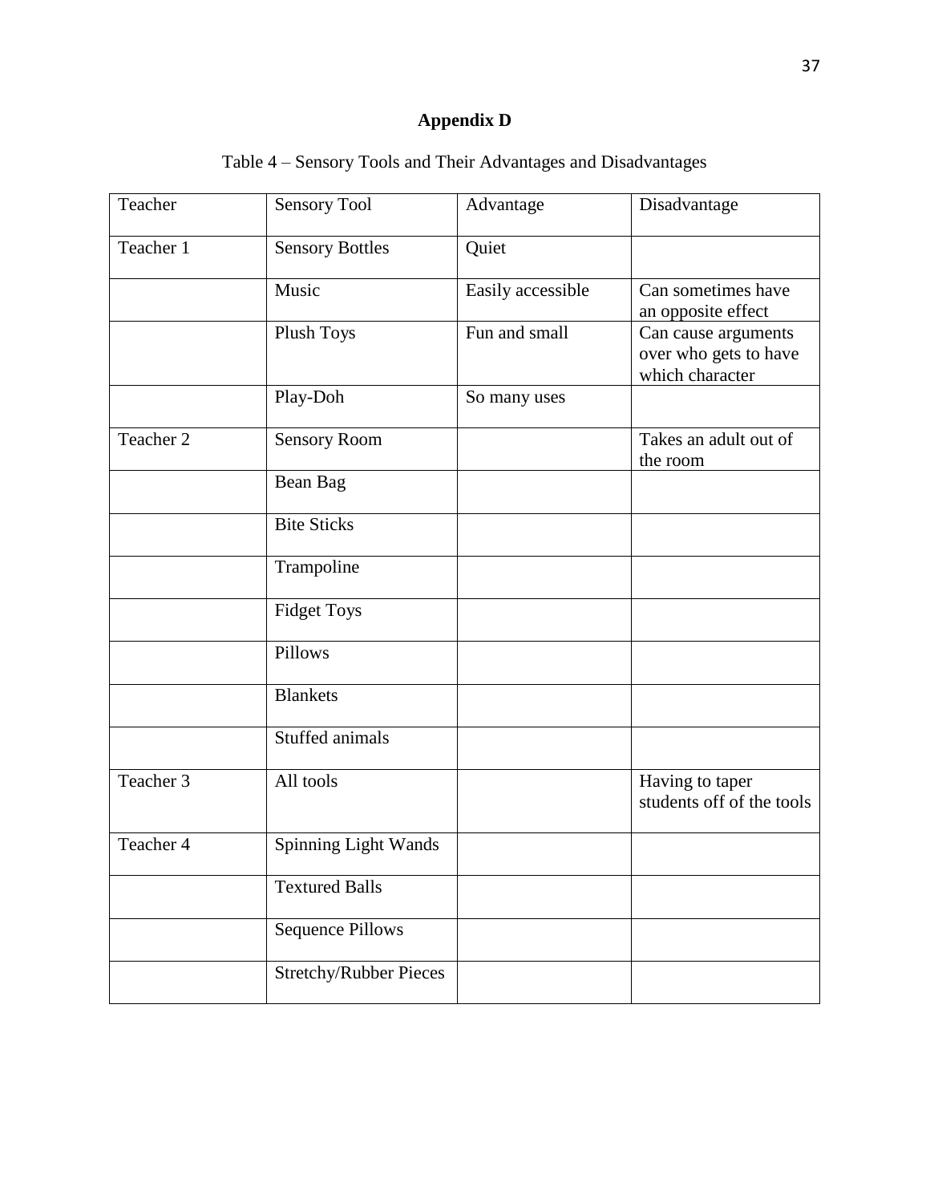# Appendix D

Table 4 – Sensory Tools and Their Advantages and Disadvantages

| Teacher | Sensory Tool | Advantage | Disadvantage |
|---|---|---|---|
| Teacher 1 | Sensory Bottles | Quiet | |
| | Music | Easily accessible | Can sometimes have an opposite effect |
| | Plush Toys | Fun and small | Can cause arguments over who gets to have which character |
| | Play-Doh | So many uses | |
| Teacher 2 | Sensory Room | | Takes an adult out of the room |
| | Bean Bag | | |
| | Bite Sticks | | |
| | Trampoline | | |
| | Fidget Toys | | |
| | Pillows | | |
| | Blankets | | |
| | Stuffed animals | | |
| Teacher 3 | All tools | | Having to taper students off of the tools |
| Teacher 4 | Spinning Light Wands | | |
| | Textured Balls | | |
| | Sequence Pillows | | |
| | Stretchy/Rubber Pieces | | |